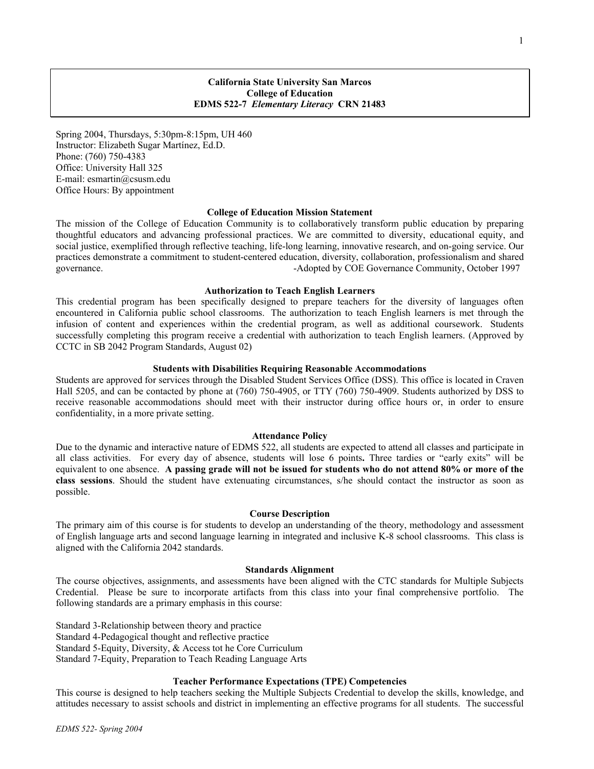**California State University San Marcos**
**College of Education**
**EDMS 522-7 *Elementary Literacy* CRN 21483**

Spring 2004, Thursdays, 5:30pm-8:15pm, UH 460
Instructor: Elizabeth Sugar Martínez, Ed.D.
Phone: (760) 750-4383
Office: University Hall 325
E-mail: esmartin@csusm.edu
Office Hours: By appointment

### College of Education Mission Statement

The mission of the College of Education Community is to collaboratively transform public education by preparing thoughtful educators and advancing professional practices. We are committed to diversity, educational equity, and social justice, exemplified through reflective teaching, life-long learning, innovative research, and on-going service. Our practices demonstrate a commitment to student-centered education, diversity, collaboration, professionalism and shared governance. -Adopted by COE Governance Community, October 1997

### Authorization to Teach English Learners

This credential program has been specifically designed to prepare teachers for the diversity of languages often encountered in California public school classrooms. The authorization to teach English learners is met through the infusion of content and experiences within the credential program, as well as additional coursework. Students successfully completing this program receive a credential with authorization to teach English learners. (Approved by CCTC in SB 2042 Program Standards, August 02)

### Students with Disabilities Requiring Reasonable Accommodations

Students are approved for services through the Disabled Student Services Office (DSS). This office is located in Craven Hall 5205, and can be contacted by phone at (760) 750-4905, or TTY (760) 750-4909. Students authorized by DSS to receive reasonable accommodations should meet with their instructor during office hours or, in order to ensure confidentiality, in a more private setting.

### Attendance Policy

Due to the dynamic and interactive nature of EDMS 522, all students are expected to attend all classes and participate in all class activities. For every day of absence, students will lose 6 points**.** Three tardies or "early exits" will be equivalent to one absence. **A passing grade will not be issued for students who do not attend 80% or more of the class sessions**. Should the student have extenuating circumstances, s/he should contact the instructor as soon as possible.

### Course Description

The primary aim of this course is for students to develop an understanding of the theory, methodology and assessment of English language arts and second language learning in integrated and inclusive K-8 school classrooms. This class is aligned with the California 2042 standards.

### Standards Alignment

The course objectives, assignments, and assessments have been aligned with the CTC standards for Multiple Subjects Credential. Please be sure to incorporate artifacts from this class into your final comprehensive portfolio. The following standards are a primary emphasis in this course:

Standard 3-Relationship between theory and practice
Standard 4-Pedagogical thought and reflective practice
Standard 5-Equity, Diversity, & Access tot he Core Curriculum
Standard 7-Equity, Preparation to Teach Reading Language Arts

### Teacher Performance Expectations (TPE) Competencies

This course is designed to help teachers seeking the Multiple Subjects Credential to develop the skills, knowledge, and attitudes necessary to assist schools and district in implementing an effective programs for all students. The successful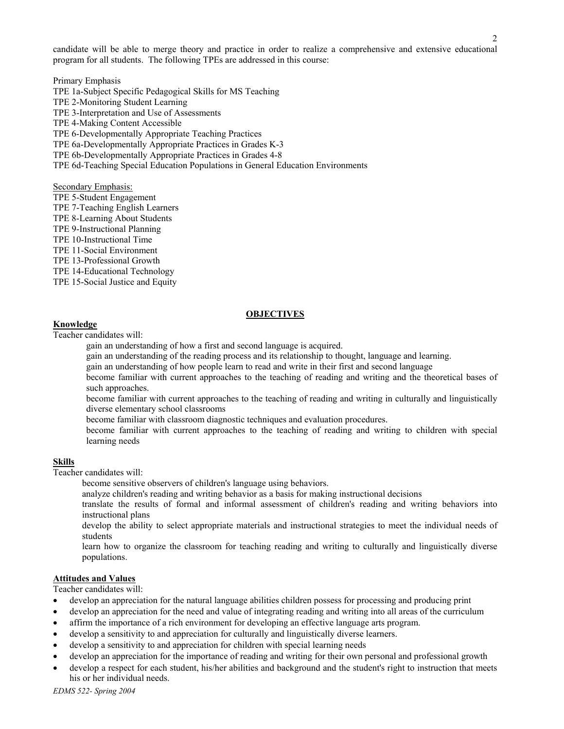candidate will be able to merge theory and practice in order to realize a comprehensive and extensive educational program for all students. The following TPEs are addressed in this course:

Primary Emphasis

TPE 1a-Subject Specific Pedagogical Skills for MS Teaching
TPE 2-Monitoring Student Learning
TPE 3-Interpretation and Use of Assessments
TPE 4-Making Content Accessible
TPE 6-Developmentally Appropriate Teaching Practices
TPE 6a-Developmentally Appropriate Practices in Grades K-3
TPE 6b-Developmentally Appropriate Practices in Grades 4-8
TPE 6d-Teaching Special Education Populations in General Education Environments

<u>Secondary Emphasis:</u>

TPE 5-Student Engagement
TPE 7-Teaching English Learners
TPE 8-Learning About Students
TPE 9-Instructional Planning
TPE 10-Instructional Time
TPE 11-Social Environment
TPE 13-Professional Growth
TPE 14-Educational Technology
TPE 15-Social Justice and Equity

## OBJECTIVES

### Knowledge

Teacher candidates will:

- gain an understanding of how a first and second language is acquired.
- gain an understanding of the reading process and its relationship to thought, language and learning.
- gain an understanding of how people learn to read and write in their first and second language
- become familiar with current approaches to the teaching of reading and writing and the theoretical bases of such approaches.
- become familiar with current approaches to the teaching of reading and writing in culturally and linguistically diverse elementary school classrooms
- become familiar with classroom diagnostic techniques and evaluation procedures.
- become familiar with current approaches to the teaching of reading and writing to children with special learning needs

### Skills

Teacher candidates will:

- become sensitive observers of children's language using behaviors.
- analyze children's reading and writing behavior as a basis for making instructional decisions
- translate the results of formal and informal assessment of children's reading and writing behaviors into instructional plans
- develop the ability to select appropriate materials and instructional strategies to meet the individual needs of students
- learn how to organize the classroom for teaching reading and writing to culturally and linguistically diverse populations.

### Attitudes and Values

Teacher candidates will:

- develop an appreciation for the natural language abilities children possess for processing and producing print
- develop an appreciation for the need and value of integrating reading and writing into all areas of the curriculum
- affirm the importance of a rich environment for developing an effective language arts program.
- develop a sensitivity to and appreciation for culturally and linguistically diverse learners.
- develop a sensitivity to and appreciation for children with special learning needs
- develop an appreciation for the importance of reading and writing for their own personal and professional growth
- develop a respect for each student, his/her abilities and background and the student's right to instruction that meets his or her individual needs.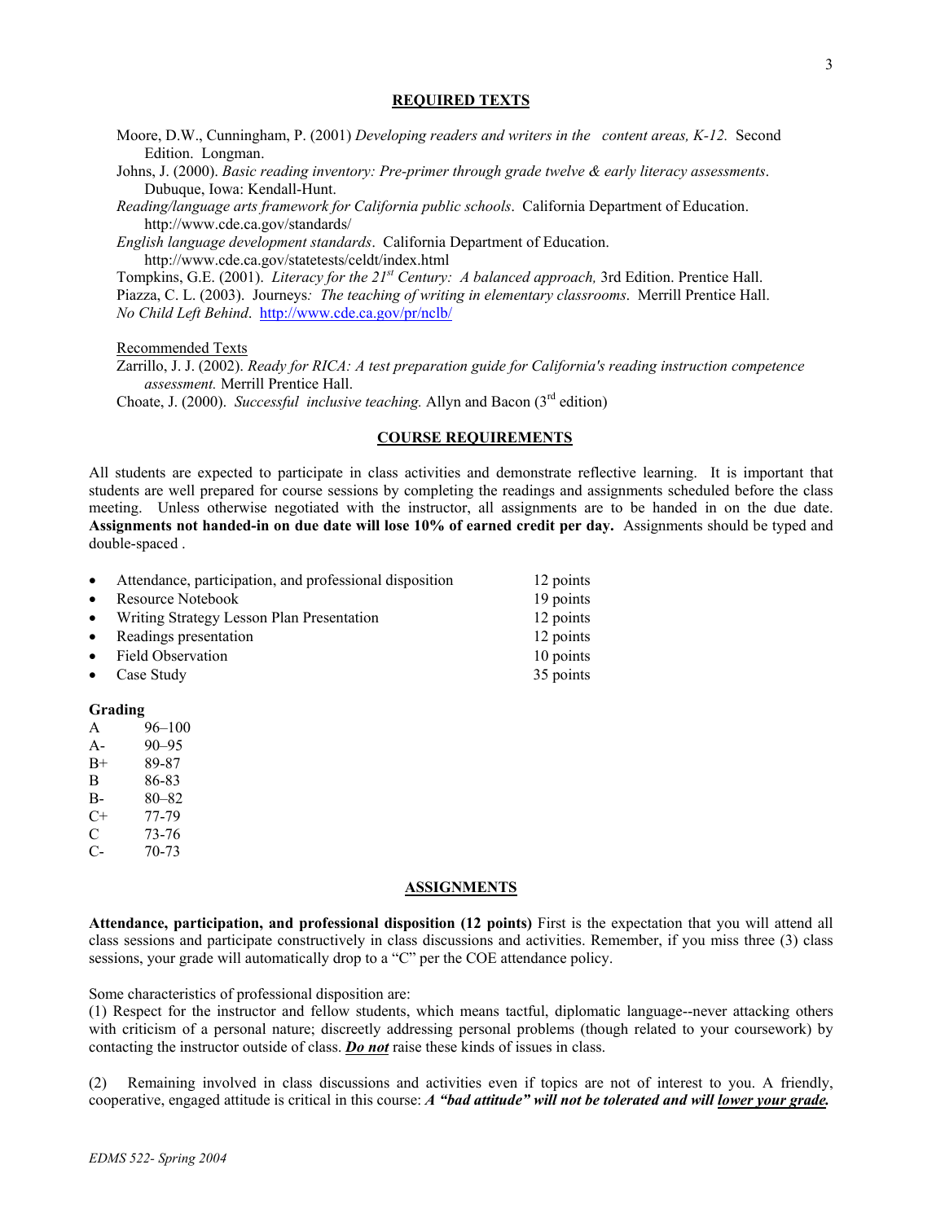## REQUIRED TEXTS

Moore, D.W., Cunningham, P. (2001) *Developing readers and writers in the content areas, K-12.* Second Edition. Longman.

Johns, J. (2000). *Basic reading inventory: Pre-primer through grade twelve & early literacy assessments*. Dubuque, Iowa: Kendall-Hunt.

*Reading/language arts framework for California public schools*. California Department of Education. http://www.cde.ca.gov/standards/

*English language development standards*. California Department of Education. http://www.cde.ca.gov/statetests/celdt/index.html

Tompkins, G.E. (2001). *Literacy for the 21st Century: A balanced approach,* 3rd Edition. Prentice Hall.

Piazza, C. L. (2003). Journeys*: The teaching of writing in elementary classrooms*. Merrill Prentice Hall.

*No Child Left Behind*. http://www.cde.ca.gov/pr/nclb/

Recommended Texts

Zarrillo, J. J. (2002). *Ready for RICA: A test preparation guide for California's reading instruction competence assessment.* Merrill Prentice Hall.

Choate, J. (2000). *Successful inclusive teaching.* Allyn and Bacon (3rd edition)

## COURSE REQUIREMENTS

All students are expected to participate in class activities and demonstrate reflective learning. It is important that students are well prepared for course sessions by completing the readings and assignments scheduled before the class meeting. Unless otherwise negotiated with the instructor, all assignments are to be handed in on the due date. **Assignments not handed-in on due date will lose 10% of earned credit per day.** Assignments should be typed and double-spaced .

- Attendance, participation, and professional disposition 12 points
- Resource Notebook 19 points
- Writing Strategy Lesson Plan Presentation 12 points
- Readings presentation 12 points
- Field Observation 10 points
- Case Study 35 points

**Grading**

| | |
|---|---|
| A | 96–100 |
| A- | 90–95 |
| B+ | 89-87 |
| B | 86-83 |
| B- | 80–82 |
| C+ | 77-79 |
| C | 73-76 |
| C- | 70-73 |

## ASSIGNMENTS

**Attendance, participation, and professional disposition (12 points)** First is the expectation that you will attend all class sessions and participate constructively in class discussions and activities. Remember, if you miss three (3) class sessions, your grade will automatically drop to a "C" per the COE attendance policy.

Some characteristics of professional disposition are:

(1) Respect for the instructor and fellow students, which means tactful, diplomatic language--never attacking others with criticism of a personal nature; discreetly addressing personal problems (though related to your coursework) by contacting the instructor outside of class. ***Do not*** raise these kinds of issues in class.

(2) Remaining involved in class discussions and activities even if topics are not of interest to you. A friendly, cooperative, engaged attitude is critical in this course: ***A "bad attitude" will not be tolerated and will lower your grade.***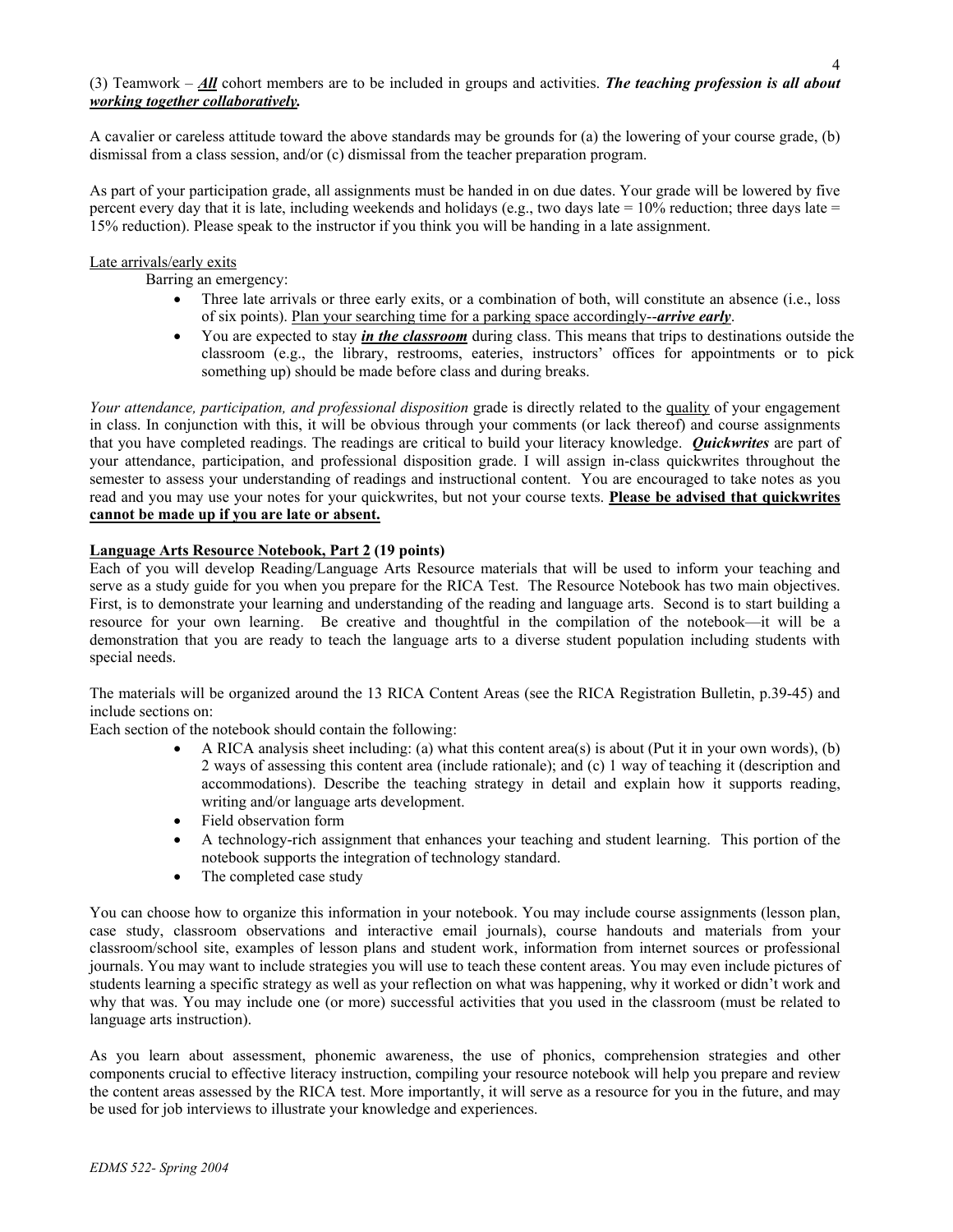(3) Teamwork – ***All*** cohort members are to be included in groups and activities. ***The teaching profession is all about working together collaboratively.***

A cavalier or careless attitude toward the above standards may be grounds for (a) the lowering of your course grade, (b) dismissal from a class session, and/or (c) dismissal from the teacher preparation program.

As part of your participation grade, all assignments must be handed in on due dates. Your grade will be lowered by five percent every day that it is late, including weekends and holidays (e.g., two days late = 10% reduction; three days late = 15% reduction). Please speak to the instructor if you think you will be handing in a late assignment.

Late arrivals/early exits

Barring an emergency:

- Three late arrivals or three early exits, or a combination of both, will constitute an absence (i.e., loss of six points). Plan your searching time for a parking space accordingly--***arrive early***.
- You are expected to stay ***in the classroom*** during class. This means that trips to destinations outside the classroom (e.g., the library, restrooms, eateries, instructors' offices for appointments or to pick something up) should be made before class and during breaks.

*Your attendance, participation, and professional disposition* grade is directly related to the quality of your engagement in class. In conjunction with this, it will be obvious through your comments (or lack thereof) and course assignments that you have completed readings. The readings are critical to build your literacy knowledge. ***Quickwrites*** are part of your attendance, participation, and professional disposition grade. I will assign in-class quickwrites throughout the semester to assess your understanding of readings and instructional content. You are encouraged to take notes as you read and you may use your notes for your quickwrites, but not your course texts. **Please be advised that quickwrites cannot be made up if you are late or absent.**

**Language Arts Resource Notebook, Part 2 (19 points)**

Each of you will develop Reading/Language Arts Resource materials that will be used to inform your teaching and serve as a study guide for you when you prepare for the RICA Test. The Resource Notebook has two main objectives. First, is to demonstrate your learning and understanding of the reading and language arts. Second is to start building a resource for your own learning. Be creative and thoughtful in the compilation of the notebook—it will be a demonstration that you are ready to teach the language arts to a diverse student population including students with special needs.

The materials will be organized around the 13 RICA Content Areas (see the RICA Registration Bulletin, p.39-45) and include sections on:

Each section of the notebook should contain the following:

- A RICA analysis sheet including: (a) what this content area(s) is about (Put it in your own words), (b) 2 ways of assessing this content area (include rationale); and (c) 1 way of teaching it (description and accommodations). Describe the teaching strategy in detail and explain how it supports reading, writing and/or language arts development.
- Field observation form
- A technology-rich assignment that enhances your teaching and student learning. This portion of the notebook supports the integration of technology standard.
- The completed case study

You can choose how to organize this information in your notebook. You may include course assignments (lesson plan, case study, classroom observations and interactive email journals), course handouts and materials from your classroom/school site, examples of lesson plans and student work, information from internet sources or professional journals. You may want to include strategies you will use to teach these content areas. You may even include pictures of students learning a specific strategy as well as your reflection on what was happening, why it worked or didn't work and why that was. You may include one (or more) successful activities that you used in the classroom (must be related to language arts instruction).

As you learn about assessment, phonemic awareness, the use of phonics, comprehension strategies and other components crucial to effective literacy instruction, compiling your resource notebook will help you prepare and review the content areas assessed by the RICA test. More importantly, it will serve as a resource for you in the future, and may be used for job interviews to illustrate your knowledge and experiences.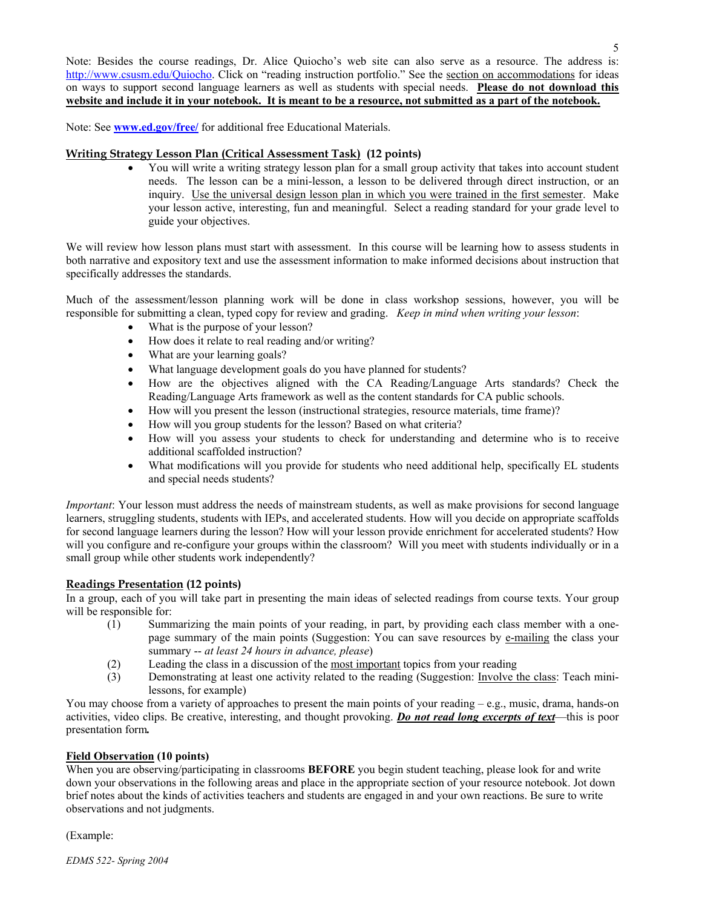Note: Besides the course readings, Dr. Alice Quiocho's web site can also serve as a resource. The address is: http://www.csusm.edu/Quiocho. Click on "reading instruction portfolio." See the section on accommodations for ideas on ways to support second language learners as well as students with special needs. **Please do not download this website and include it in your notebook. It is meant to be a resource, not submitted as a part of the notebook.**

Note: See **www.ed.gov/free/** for additional free Educational Materials.

## Writing Strategy Lesson Plan (Critical Assessment Task) (12 points)

- You will write a writing strategy lesson plan for a small group activity that takes into account student needs. The lesson can be a mini-lesson, a lesson to be delivered through direct instruction, or an inquiry. Use the universal design lesson plan in which you were trained in the first semester. Make your lesson active, interesting, fun and meaningful. Select a reading standard for your grade level to guide your objectives.

We will review how lesson plans must start with assessment. In this course will be learning how to assess students in both narrative and expository text and use the assessment information to make informed decisions about instruction that specifically addresses the standards.

Much of the assessment/lesson planning work will be done in class workshop sessions, however, you will be responsible for submitting a clean, typed copy for review and grading. *Keep in mind when writing your lesson*:

- What is the purpose of your lesson?
- How does it relate to real reading and/or writing?
- What are your learning goals?
- What language development goals do you have planned for students?
- How are the objectives aligned with the CA Reading/Language Arts standards? Check the Reading/Language Arts framework as well as the content standards for CA public schools.
- How will you present the lesson (instructional strategies, resource materials, time frame)?
- How will you group students for the lesson? Based on what criteria?
- How will you assess your students to check for understanding and determine who is to receive additional scaffolded instruction?
- What modifications will you provide for students who need additional help, specifically EL students and special needs students?

*Important*: Your lesson must address the needs of mainstream students, as well as make provisions for second language learners, struggling students, students with IEPs, and accelerated students. How will you decide on appropriate scaffolds for second language learners during the lesson? How will your lesson provide enrichment for accelerated students? How will you configure and re-configure your groups within the classroom? Will you meet with students individually or in a small group while other students work independently?

## Readings Presentation (12 points)

In a group, each of you will take part in presenting the main ideas of selected readings from course texts. Your group will be responsible for:

(1) Summarizing the main points of your reading, in part, by providing each class member with a one-page summary of the main points (Suggestion: You can save resources by e-mailing the class your summary -- *at least 24 hours in advance, please*)
(2) Leading the class in a discussion of the most important topics from your reading
(3) Demonstrating at least one activity related to the reading (Suggestion: Involve the class: Teach mini-lessons, for example)

You may choose from a variety of approaches to present the main points of your reading – e.g., music, drama, hands-on activities, video clips. Be creative, interesting, and thought provoking. ***Do not read long excerpts of text***—this is poor presentation form.

## Field Observation (10 points)

When you are observing/participating in classrooms **BEFORE** you begin student teaching, please look for and write down your observations in the following areas and place in the appropriate section of your resource notebook. Jot down brief notes about the kinds of activities teachers and students are engaged in and your own reactions. Be sure to write observations and not judgments.

(Example: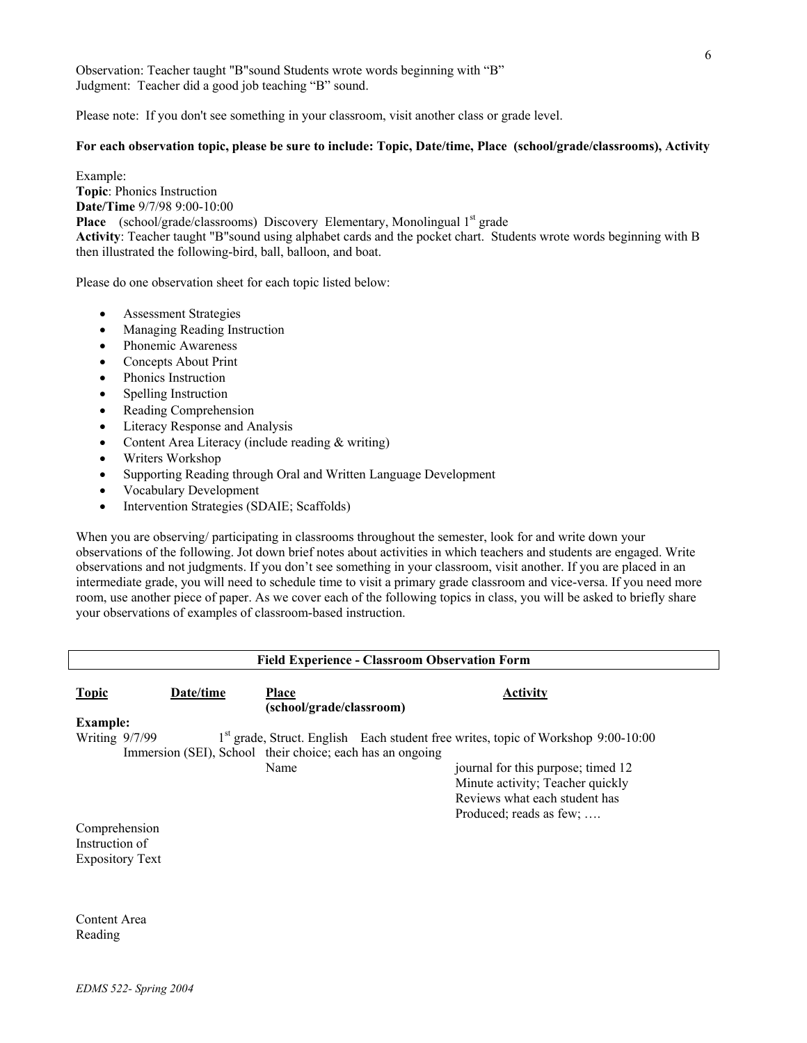Observation: Teacher taught "B"sound Students wrote words beginning with "B"
Judgment: Teacher did a good job teaching "B" sound.

Please note: If you don't see something in your classroom, visit another class or grade level.

**For each observation topic, please be sure to include: Topic, Date/time, Place (school/grade/classrooms), Activity**

Example:
**Topic**: Phonics Instruction
**Date/Time** 9/7/98 9:00-10:00
**Place** (school/grade/classrooms) Discovery Elementary, Monolingual 1st grade
**Activity**: Teacher taught "B"sound using alphabet cards and the pocket chart. Students wrote words beginning with B then illustrated the following-bird, ball, balloon, and boat.

Please do one observation sheet for each topic listed below:

- Assessment Strategies
- Managing Reading Instruction
- Phonemic Awareness
- Concepts About Print
- Phonics Instruction
- Spelling Instruction
- Reading Comprehension
- Literacy Response and Analysis
- Content Area Literacy (include reading & writing)
- Writers Workshop
- Supporting Reading through Oral and Written Language Development
- Vocabulary Development
- Intervention Strategies (SDAIE; Scaffolds)

When you are observing/ participating in classrooms throughout the semester, look for and write down your observations of the following. Jot down brief notes about activities in which teachers and students are engaged. Write observations and not judgments. If you don't see something in your classroom, visit another. If you are placed in an intermediate grade, you will need to schedule time to visit a primary grade classroom and vice-versa. If you need more room, use another piece of paper. As we cover each of the following topics in class, you will be asked to briefly share your observations of examples of classroom-based instruction.

**Field Experience - Classroom Observation Form**

| Topic | Date/time | Place (school/grade/classroom) | Activity |
|---|---|---|---|
| **Example:** Writing | 9/7/99 9:00-10:00 | 1st grade, Struct. English Immersion (SEI), School Name | Each student free writes, topic of Workshop their choice; each has an ongoing journal for this purpose; timed 12 Minute activity; Teacher quickly Reviews what each student has Produced; reads as few; …. |
| Comprehension Instruction of Expository Text | | | |
| Content Area Reading | | | |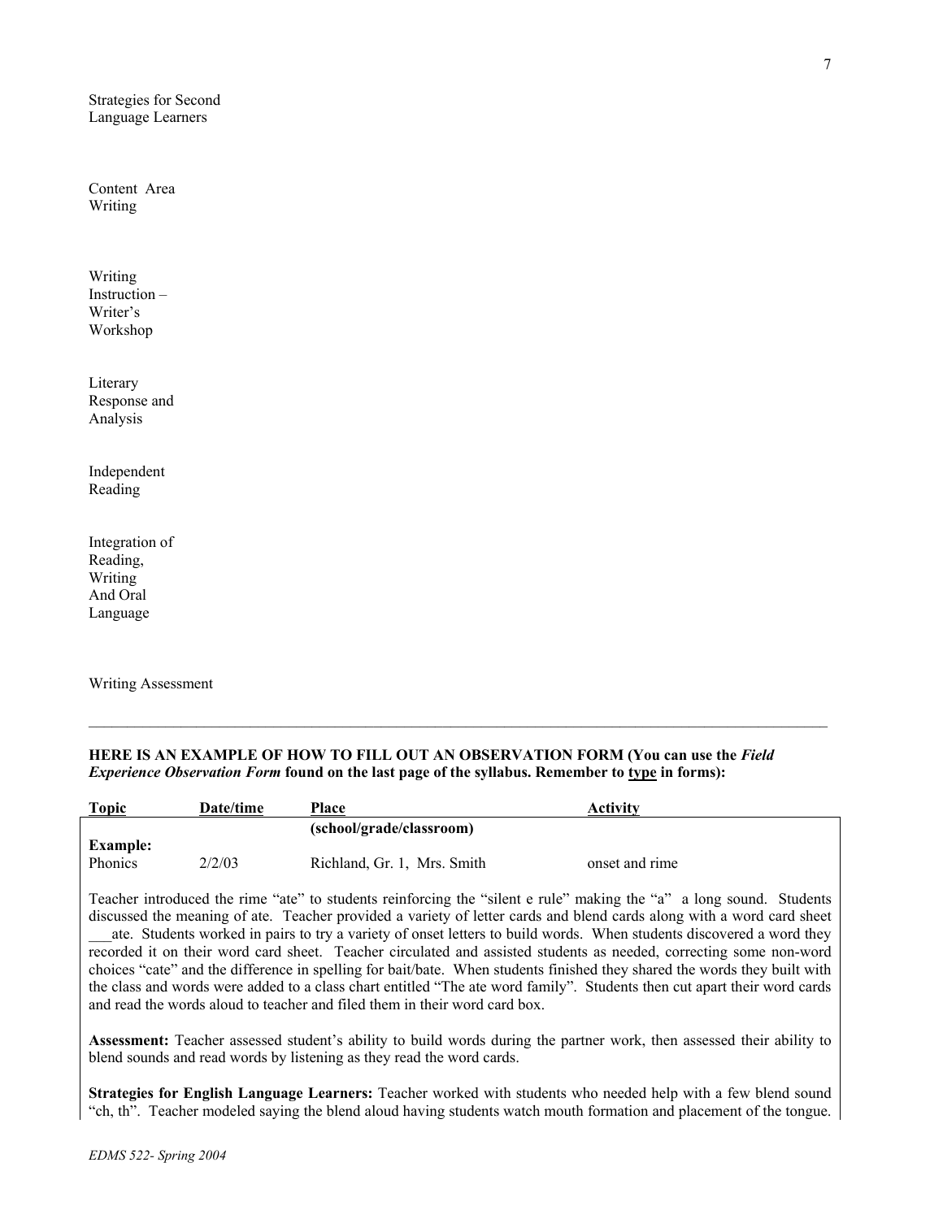Strategies for Second Language Learners

Content Area Writing

Writing Instruction – Writer's Workshop

Literary Response and Analysis

Independent Reading

Integration of Reading, Writing And Oral Language

Writing Assessment

---

**HERE IS AN EXAMPLE OF HOW TO FILL OUT AN OBSERVATION FORM (You can use the *Field Experience Observation Form* found on the last page of the syllabus. Remember to type in forms):**

| Topic | Date/time | Place | Activity |
|---|---|---|---|
| | | **(school/grade/classroom)** | |
| **Example:** | | | |
| Phonics | 2/2/03 | Richland, Gr. 1, Mrs. Smith | onset and rime |

Teacher introduced the rime "ate" to students reinforcing the "silent e rule" making the "a" a long sound. Students discussed the meaning of ate. Teacher provided a variety of letter cards and blend cards along with a word card sheet ___ate. Students worked in pairs to try a variety of onset letters to build words. When students discovered a word they recorded it on their word card sheet. Teacher circulated and assisted students as needed, correcting some non-word choices "cate" and the difference in spelling for bait/bate. When students finished they shared the words they built with the class and words were added to a class chart entitled "The ate word family". Students then cut apart their word cards and read the words aloud to teacher and filed them in their word card box.

**Assessment:** Teacher assessed student's ability to build words during the partner work, then assessed their ability to blend sounds and read words by listening as they read the word cards.

**Strategies for English Language Learners:** Teacher worked with students who needed help with a few blend sound "ch, th". Teacher modeled saying the blend aloud having students watch mouth formation and placement of the tongue.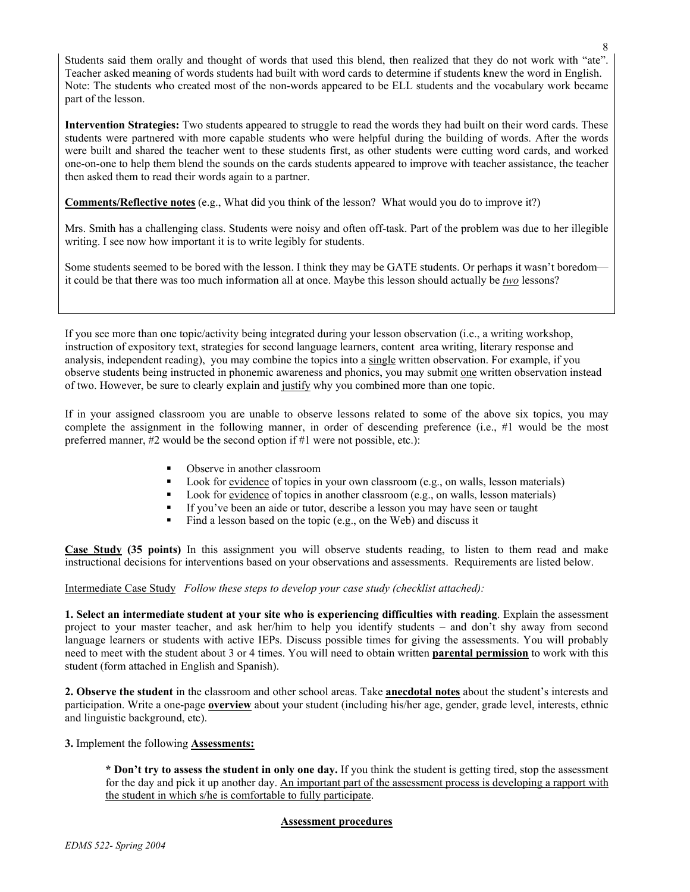Students said them orally and thought of words that used this blend, then realized that they do not work with "ate". Teacher asked meaning of words students had built with word cards to determine if students knew the word in English. Note: The students who created most of the non-words appeared to be ELL students and the vocabulary work became part of the lesson.

**Intervention Strategies:** Two students appeared to struggle to read the words they had built on their word cards. These students were partnered with more capable students who were helpful during the building of words. After the words were built and shared the teacher went to these students first, as other students were cutting word cards, and worked one-on-one to help them blend the sounds on the cards students appeared to improve with teacher assistance, the teacher then asked them to read their words again to a partner.

<u>**Comments/Reflective notes**</u> (e.g., What did you think of the lesson? What would you do to improve it?)

Mrs. Smith has a challenging class. Students were noisy and often off-task. Part of the problem was due to her illegible writing. I see now how important it is to write legibly for students.

Some students seemed to be bored with the lesson. I think they may be GATE students. Or perhaps it wasn't boredom—it could be that there was too much information all at once. Maybe this lesson should actually be <u>*two*</u> lessons?

If you see more than one topic/activity being integrated during your lesson observation (i.e., a writing workshop, instruction of expository text, strategies for second language learners, content area writing, literary response and analysis, independent reading), you may combine the topics into a <u>single</u> written observation. For example, if you observe students being instructed in phonemic awareness and phonics, you may submit <u>one</u> written observation instead of two. However, be sure to clearly explain and <u>justify</u> why you combined more than one topic.

If in your assigned classroom you are unable to observe lessons related to some of the above six topics, you may complete the assignment in the following manner, in order of descending preference (i.e., #1 would be the most preferred manner, #2 would be the second option if #1 were not possible, etc.):

- Observe in another classroom
- Look for <u>evidence</u> of topics in your own classroom (e.g., on walls, lesson materials)
- Look for <u>evidence</u> of topics in another classroom (e.g., on walls, lesson materials)
- If you've been an aide or tutor, describe a lesson you may have seen or taught
- Find a lesson based on the topic (e.g., on the Web) and discuss it

<u>**Case Study**</u> **(35 points)** In this assignment you will observe students reading, to listen to them read and make instructional decisions for interventions based on your observations and assessments. Requirements are listed below.

<u>Intermediate Case Study</u> *Follow these steps to develop your case study (checklist attached):*

**1. Select an intermediate student at your site who is experiencing difficulties with reading**. Explain the assessment project to your master teacher, and ask her/him to help you identify students – and don't shy away from second language learners or students with active IEPs. Discuss possible times for giving the assessments. You will probably need to meet with the student about 3 or 4 times. You will need to obtain written <u>**parental permission**</u> to work with this student (form attached in English and Spanish).

**2. Observe the student** in the classroom and other school areas. Take <u>**anecdotal notes**</u> about the student's interests and participation. Write a one-page <u>**overview**</u> about your student (including his/her age, gender, grade level, interests, ethnic and linguistic background, etc).

**3.** Implement the following <u>**Assessments:**</u>

> **\* Don't try to assess the student in only one day.** If you think the student is getting tired, stop the assessment for the day and pick it up another day. <u>An important part of the assessment process is developing a rapport with the student in which s/he is comfortable to fully participate</u>.

<u>**Assessment procedures**</u>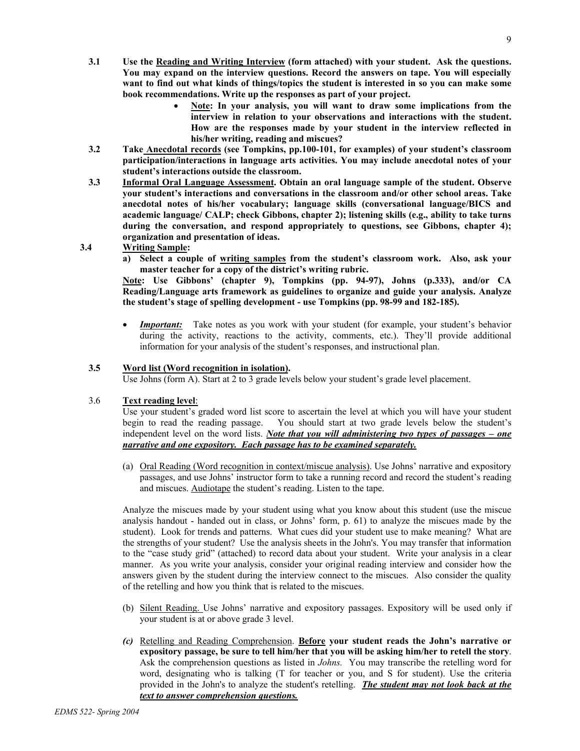**3.1** **Use the <u>Reading and Writing Interview</u> (form attached) with your student. Ask the questions. You may expand on the interview questions. Record the answers on tape. You will especially want to find out what kinds of things/topics the student is interested in so you can make some book recommendations. Write up the responses as part of your project.**

- **<u>Note</u>: In your analysis, you will want to draw some implications from the interview in relation to your observations and interactions with the student. How are the responses made by your student in the interview reflected in his/her writing, reading and miscues?**

**3.2** **Take <u>Anecdotal records</u> (see Tompkins, pp.100-101, for examples) of your student's classroom participation/interactions in language arts activities. You may include anecdotal notes of your student's interactions outside the classroom.**

**3.3** **<u>Informal Oral Language Assessment</u>. Obtain an oral language sample of the student. Observe your student's interactions and conversations in the classroom and/or other school areas. Take anecdotal notes of his/her vocabulary; language skills (conversational language/BICS and academic language/ CALP; check Gibbons, chapter 2); listening skills (e.g., ability to take turns during the conversation, and respond appropriately to questions, see Gibbons, chapter 4); organization and presentation of ideas.**

**3.4** **<u>Writing Sample</u>:**

**a) Select a couple of <u>writing samples</u> from the student's classroom work. Also, ask your master teacher for a copy of the district's writing rubric.**

**<u>Note</u>: Use Gibbons' (chapter 9), Tompkins (pp. 94-97), Johns (p.333), and/or CA Reading/Language arts framework as guidelines to organize and guide your analysis. Analyze the student's stage of spelling development - use Tompkins (pp. 98-99 and 182-185).**

- ***Important:*** Take notes as you work with your student (for example, your student's behavior during the activity, reactions to the activity, comments, etc.). They'll provide additional information for your analysis of the student's responses, and instructional plan.

**3.5** **<u>Word list (Word recognition in isolation)</u>.**

Use Johns (form A). Start at 2 to 3 grade levels below your student's grade level placement.

3.6 **<u>Text reading level</u>**:

Use your student's graded word list score to ascertain the level at which you will have your student begin to read the reading passage. You should start at two grade levels below the student's independent level on the word lists. ***<u>Note that you will administering two types of passages – one narrative and one expository. Each passage has to be examined separately.</u>***

(a) <u>Oral Reading (Word recognition in context/miscue analysis)</u>. Use Johns' narrative and expository passages, and use Johns' instructor form to take a running record and record the student's reading and miscues. <u>Audiotape</u> the student's reading. Listen to the tape.

Analyze the miscues made by your student using what you know about this student (use the miscue analysis handout - handed out in class, or Johns' form, p. 61) to analyze the miscues made by the student). Look for trends and patterns. What cues did your student use to make meaning? What are the strengths of your student? Use the analysis sheets in the John's. You may transfer that information to the "case study grid" (attached) to record data about your student. Write your analysis in a clear manner. As you write your analysis, consider your original reading interview and consider how the answers given by the student during the interview connect to the miscues. Also consider the quality of the retelling and how you think that is related to the miscues.

(b) <u>Silent Reading.</u> Use Johns' narrative and expository passages. Expository will be used only if your student is at or above grade 3 level.

***(c)*** <u>Retelling and Reading Comprehension</u>. **<u>Before</u> your student reads the John's narrative or expository passage, be sure to tell him/her that you will be asking him/her to retell the story**. Ask the comprehension questions as listed in *Johns.* You may transcribe the retelling word for word, designating who is talking (T for teacher or you, and S for student). Use the criteria provided in the John's to analyze the student's retelling. ***<u>The student may not look back at the text to answer comprehension questions.</u>***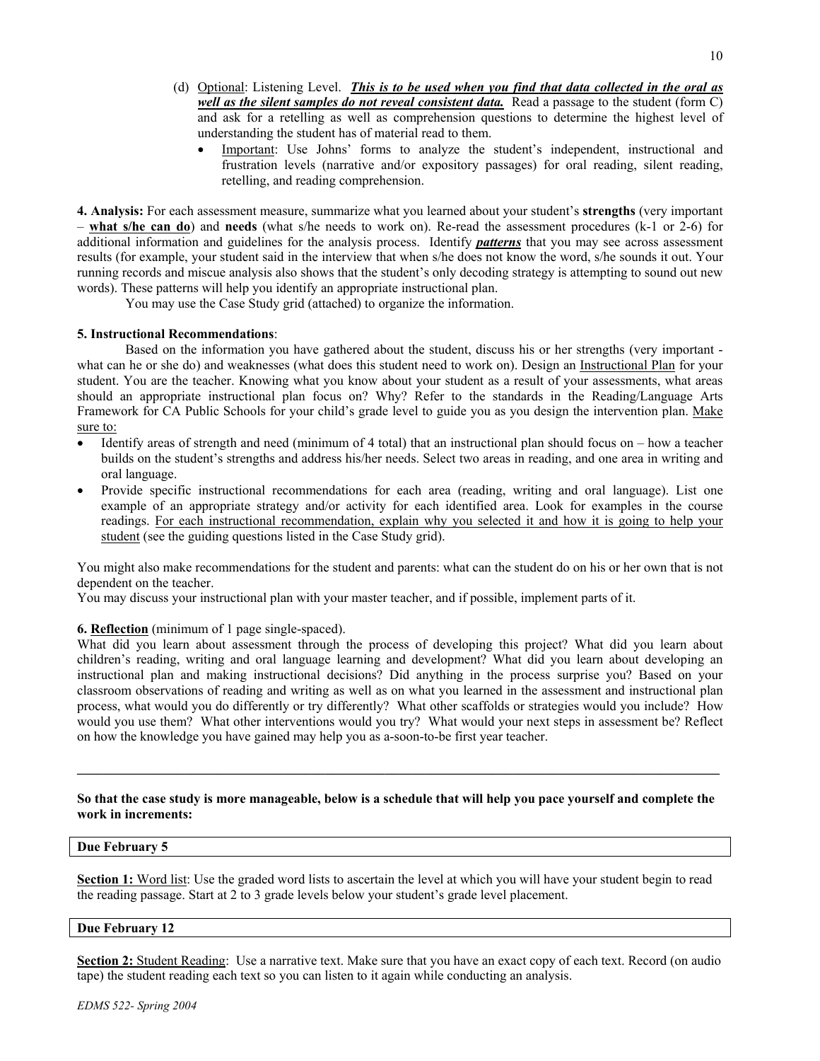(d) <u>Optional</u>: Listening Level. ***<u>This is to be used when you find that data collected in the oral as well as the silent samples do not reveal consistent data.</u>*** Read a passage to the student (form C) and ask for a retelling as well as comprehension questions to determine the highest level of understanding the student has of material read to them.

- <u>Important</u>: Use Johns' forms to analyze the student's independent, instructional and frustration levels (narrative and/or expository passages) for oral reading, silent reading, retelling, and reading comprehension.

**4. Analysis:** For each assessment measure, summarize what you learned about your student's **strengths** (very important – **<u>what s/he can do</u>**) and **needs** (what s/he needs to work on). Re-read the assessment procedures (k-1 or 2-6) for additional information and guidelines for the analysis process. Identify ***<u>patterns</u>*** that you may see across assessment results (for example, your student said in the interview that when s/he does not know the word, s/he sounds it out. Your running records and miscue analysis also shows that the student's only decoding strategy is attempting to sound out new words). These patterns will help you identify an appropriate instructional plan.

You may use the Case Study grid (attached) to organize the information.

**5. Instructional Recommendations**:

Based on the information you have gathered about the student, discuss his or her strengths (very important - what can he or she do) and weaknesses (what does this student need to work on). Design an <u>Instructional Plan</u> for your student. You are the teacher. Knowing what you know about your student as a result of your assessments, what areas should an appropriate instructional plan focus on? Why? Refer to the standards in the Reading/Language Arts Framework for CA Public Schools for your child's grade level to guide you as you design the intervention plan. <u>Make sure to:</u>

- Identify areas of strength and need (minimum of 4 total) that an instructional plan should focus on – how a teacher builds on the student's strengths and address his/her needs. Select two areas in reading, and one area in writing and oral language.
- Provide specific instructional recommendations for each area (reading, writing and oral language). List one example of an appropriate strategy and/or activity for each identified area. Look for examples in the course readings. <u>For each instructional recommendation, explain why you selected it and how it is going to help your student</u> (see the guiding questions listed in the Case Study grid).

You might also make recommendations for the student and parents: what can the student do on his or her own that is not dependent on the teacher.

You may discuss your instructional plan with your master teacher, and if possible, implement parts of it.

**6. <u>Reflection</u>** (minimum of 1 page single-spaced).

What did you learn about assessment through the process of developing this project? What did you learn about children's reading, writing and oral language learning and development? What did you learn about developing an instructional plan and making instructional decisions? Did anything in the process surprise you? Based on your classroom observations of reading and writing as well as on what you learned in the assessment and instructional plan process, what would you do differently or try differently? What other scaffolds or strategies would you include? How would you use them? What other interventions would you try? What would your next steps in assessment be? Reflect on how the knowledge you have gained may help you as a-soon-to-be first year teacher.

---

**So that the case study is more manageable, below is a schedule that will help you pace yourself and complete the work in increments:**

| **Due February 5** |
|---|

**<u>Section 1:</u>** <u>Word list</u>: Use the graded word lists to ascertain the level at which you will have your student begin to read the reading passage. Start at 2 to 3 grade levels below your student's grade level placement.

| **Due February 12** |
|---|

**<u>Section 2:</u>** <u>Student Reading</u>: Use a narrative text. Make sure that you have an exact copy of each text. Record (on audio tape) the student reading each text so you can listen to it again while conducting an analysis.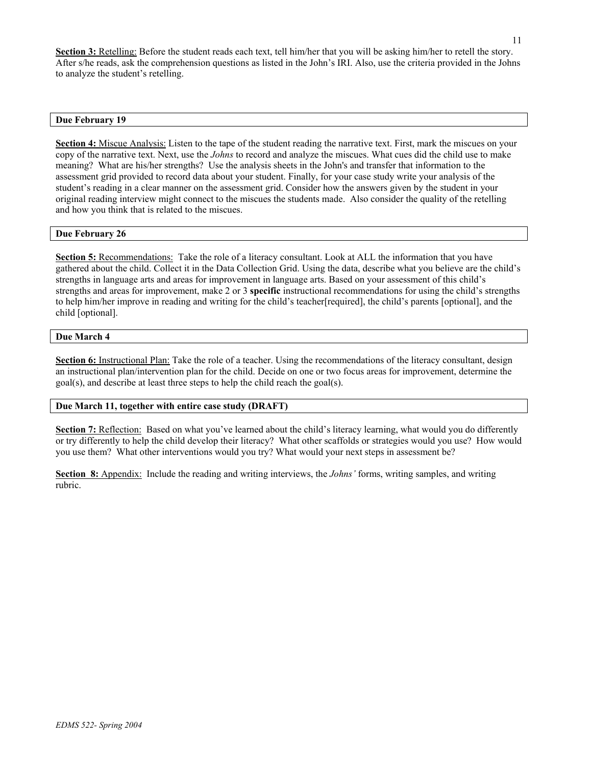**Section 3:** Retelling: Before the student reads each text, tell him/her that you will be asking him/her to retell the story. After s/he reads, ask the comprehension questions as listed in the John's IRI. Also, use the criteria provided in the Johns to analyze the student's retelling.

**Due February 19**

**Section 4:** Miscue Analysis: Listen to the tape of the student reading the narrative text. First, mark the miscues on your copy of the narrative text. Next, use the *Johns* to record and analyze the miscues. What cues did the child use to make meaning? What are his/her strengths? Use the analysis sheets in the John's and transfer that information to the assessment grid provided to record data about your student. Finally, for your case study write your analysis of the student's reading in a clear manner on the assessment grid. Consider how the answers given by the student in your original reading interview might connect to the miscues the students made. Also consider the quality of the retelling and how you think that is related to the miscues.

**Due February 26**

**Section 5:** Recommendations: Take the role of a literacy consultant. Look at ALL the information that you have gathered about the child. Collect it in the Data Collection Grid. Using the data, describe what you believe are the child's strengths in language arts and areas for improvement in language arts. Based on your assessment of this child's strengths and areas for improvement, make 2 or 3 **specific** instructional recommendations for using the child's strengths to help him/her improve in reading and writing for the child's teacher[required], the child's parents [optional], and the child [optional].

**Due March 4**

**Section 6:** Instructional Plan: Take the role of a teacher. Using the recommendations of the literacy consultant, design an instructional plan/intervention plan for the child. Decide on one or two focus areas for improvement, determine the goal(s), and describe at least three steps to help the child reach the goal(s).

**Due March 11, together with entire case study (DRAFT)**

**Section 7:** Reflection: Based on what you've learned about the child's literacy learning, what would you do differently or try differently to help the child develop their literacy? What other scaffolds or strategies would you use? How would you use them? What other interventions would you try? What would your next steps in assessment be?

**Section 8:** Appendix: Include the reading and writing interviews, the *Johns'* forms, writing samples, and writing rubric.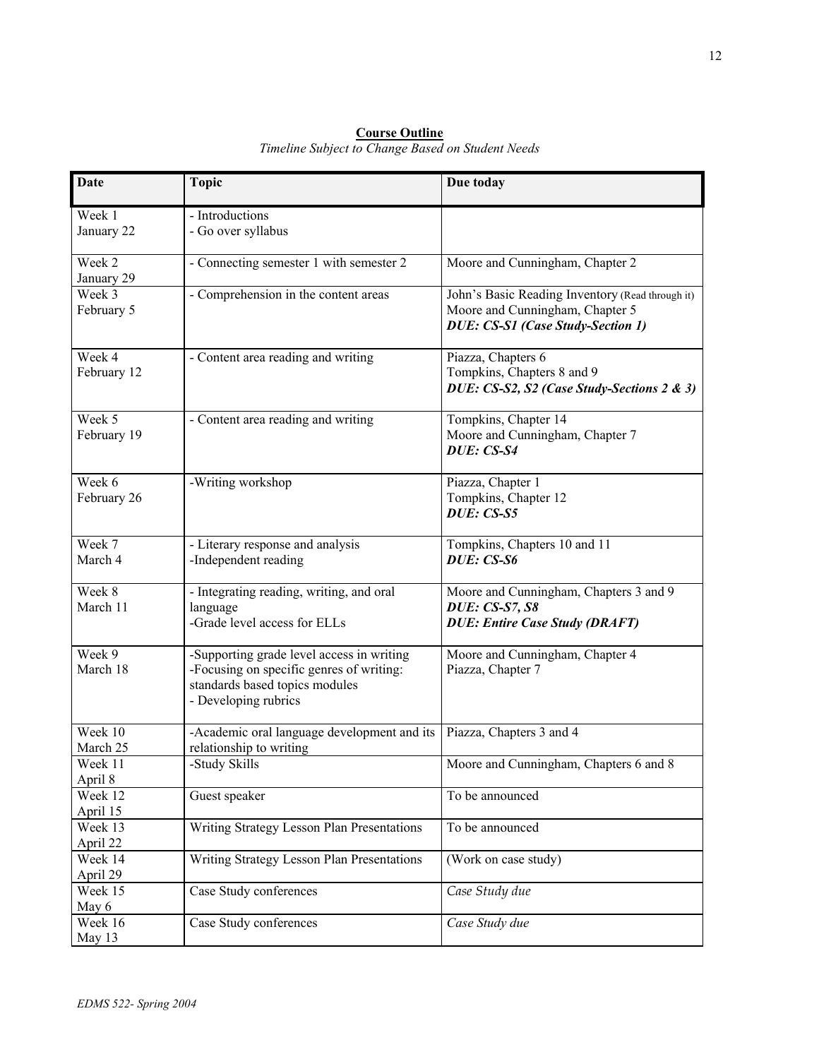**Course Outline**

*Timeline Subject to Change Based on Student Needs*

| Date | Topic | Due today |
|---|---|---|
| Week 1<br>January 22 | - Introductions<br>- Go over syllabus | |
| Week 2<br>January 29 | - Connecting semester 1 with semester 2 | Moore and Cunningham, Chapter 2 |
| Week 3<br>February 5 | - Comprehension in the content areas | John's Basic Reading Inventory (Read through it)<br>Moore and Cunningham, Chapter 5<br>***DUE: CS-S1 (Case Study-Section 1)*** |
| Week 4<br>February 12 | - Content area reading and writing | Piazza, Chapters 6<br>Tompkins, Chapters 8 and 9<br>***DUE: CS-S2, S2 (Case Study-Sections 2 & 3)*** |
| Week 5<br>February 19 | - Content area reading and writing | Tompkins, Chapter 14<br>Moore and Cunningham, Chapter 7<br>***DUE: CS-S4*** |
| Week 6<br>February 26 | -Writing workshop | Piazza, Chapter 1<br>Tompkins, Chapter 12<br>***DUE: CS-S5*** |
| Week 7<br>March 4 | - Literary response and analysis<br>-Independent reading | Tompkins, Chapters 10 and 11<br>***DUE: CS-S6*** |
| Week 8<br>March 11 | - Integrating reading, writing, and oral language<br>-Grade level access for ELLs | Moore and Cunningham, Chapters 3 and 9<br>***DUE: CS-S7, S8***<br>***DUE: Entire Case Study (DRAFT)*** |
| Week 9<br>March 18 | -Supporting grade level access in writing<br>-Focusing on specific genres of writing: standards based topics modules<br>- Developing rubrics | Moore and Cunningham, Chapter 4<br>Piazza, Chapter 7 |
| Week 10<br>March 25 | -Academic oral language development and its relationship to writing | Piazza, Chapters 3 and 4 |
| Week 11<br>April 8 | -Study Skills | Moore and Cunningham, Chapters 6 and 8 |
| Week 12<br>April 15 | Guest speaker | To be announced |
| Week 13<br>April 22 | Writing Strategy Lesson Plan Presentations | To be announced |
| Week 14<br>April 29 | Writing Strategy Lesson Plan Presentations | (Work on case study) |
| Week 15<br>May 6 | Case Study conferences | *Case Study due* |
| Week 16<br>May 13 | Case Study conferences | *Case Study due* |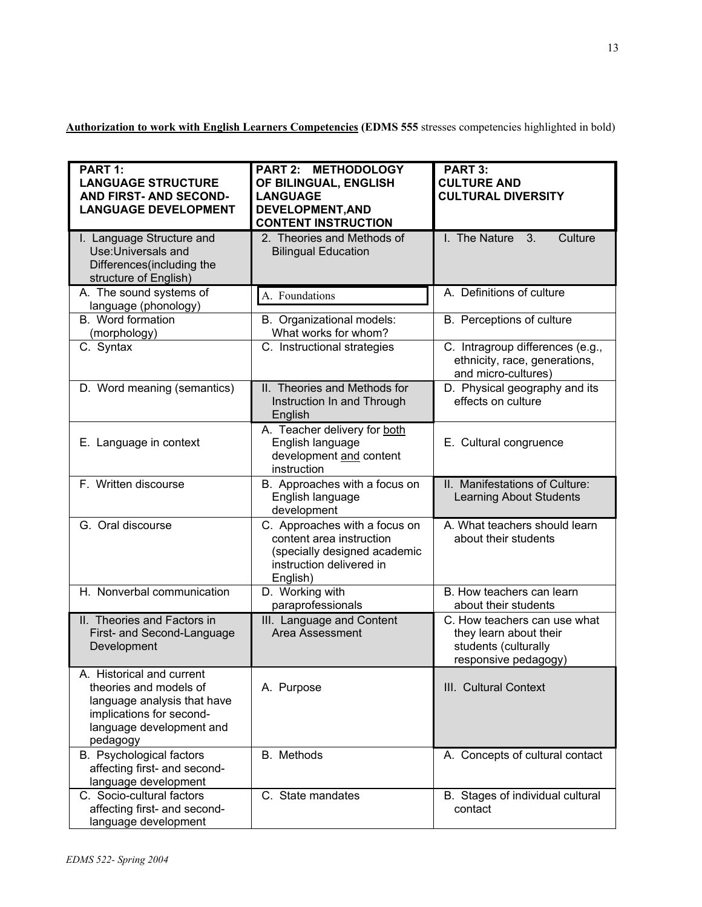**Authorization to work with English Learners Competencies** (**EDMS 555** stresses competencies highlighted in bold)

| **PART 1: LANGUAGE STRUCTURE AND FIRST- AND SECOND-LANGUAGE DEVELOPMENT** | **PART 2: METHODOLOGY OF BILINGUAL, ENGLISH LANGUAGE DEVELOPMENT,AND CONTENT INSTRUCTION** | **PART 3: CULTURE AND CULTURAL DIVERSITY** |
|---|---|---|
| I. Language Structure and Use:Universals and Differences(including the structure of English) | 2. Theories and Methods of Bilingual Education | I. The Nature 3. Culture |
| A. The sound systems of language (phonology) | A. Foundations | A. Definitions of culture |
| B. Word formation (morphology) | B. Organizational models: What works for whom? | B. Perceptions of culture |
| C. Syntax | C. Instructional strategies | C. Intragroup differences (e.g., ethnicity, race, generations, and micro-cultures) |
| D. Word meaning (semantics) | II. Theories and Methods for Instruction In and Through English | D. Physical geography and its effects on culture |
| E. Language in context | A. Teacher delivery for both English language development and content instruction | E. Cultural congruence |
| F. Written discourse | B. Approaches with a focus on English language development | II. Manifestations of Culture: Learning About Students |
| G. Oral discourse | C. Approaches with a focus on content area instruction (specially designed academic instruction delivered in English) | A. What teachers should learn about their students |
| H. Nonverbal communication | D. Working with paraprofessionals | B. How teachers can learn about their students |
| II. Theories and Factors in First- and Second-Language Development | III. Language and Content Area Assessment | C. How teachers can use what they learn about their students (culturally responsive pedagogy) |
| A. Historical and current theories and models of language analysis that have implications for second-language development and pedagogy | A. Purpose | III. Cultural Context |
| B. Psychological factors affecting first- and second-language development | B. Methods | A. Concepts of cultural contact |
| C. Socio-cultural factors affecting first- and second-language development | C. State mandates | B. Stages of individual cultural contact |

*EDMS 522- Spring 2004*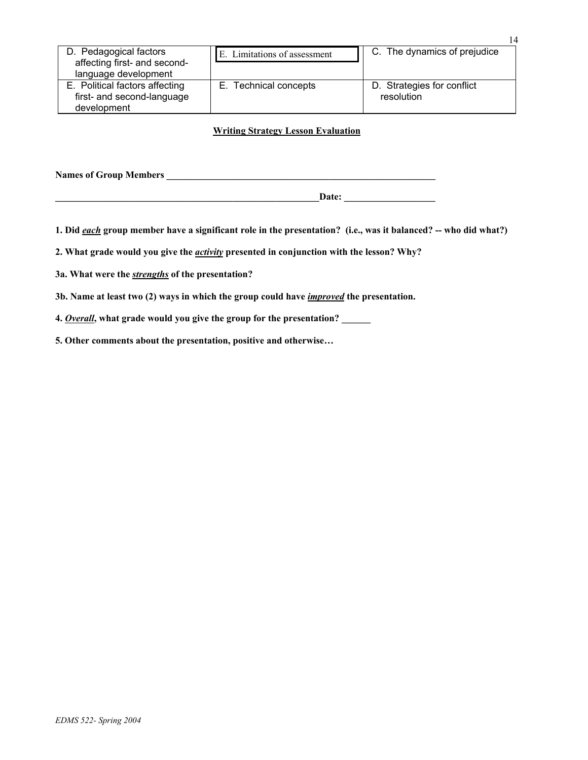| D. Pedagogical factors affecting first- and second-language development | E. Limitations of assessment | C. The dynamics of prejudice |
|---|---|---|
| E. Political factors affecting first- and second-language development | E. Technical concepts | D. Strategies for conflict resolution |

**Writing Strategy Lesson Evaluation**

**Names of Group Members** ____________________________________________________________

____________________________________________________________**Date:** ____________________

**1. Did *each* group member have a significant role in the presentation? (i.e., was it balanced? -- who did what?)**

**2. What grade would you give the *activity* presented in conjunction with the lesson? Why?**

**3a. What were the *strengths* of the presentation?**

**3b. Name at least two (2) ways in which the group could have *improved* the presentation.**

**4. *Overall*, what grade would you give the group for the presentation? ______**

**5. Other comments about the presentation, positive and otherwise…**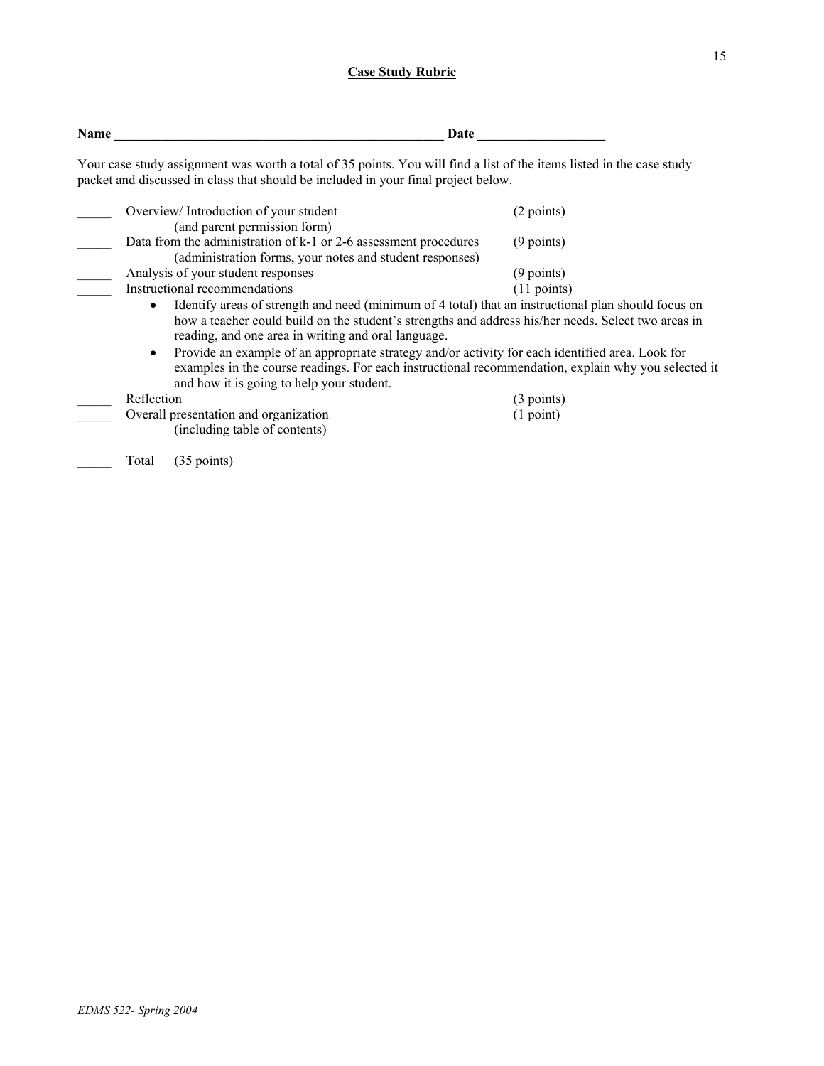## Case Study Rubric

**Name \_\_\_\_\_\_\_\_\_\_\_\_\_\_\_\_\_\_\_\_\_\_\_\_\_\_\_\_\_\_\_\_\_\_\_\_\_\_\_\_\_\_\_\_\_\_\_\_\_\_ Date \_\_\_\_\_\_\_\_\_\_\_\_\_\_\_\_\_\_\_\_**

Your case study assignment was worth a total of 35 points. You will find a list of the items listed in the case study packet and discussed in class that should be included in your final project below.

\_\_\_\_\_ Overview/ Introduction of your student (and parent permission form) (2 points)

\_\_\_\_\_ Data from the administration of k-1 or 2-6 assessment procedures (administration forms, your notes and student responses) (9 points)

\_\_\_\_\_ Analysis of your student responses (9 points)

\_\_\_\_\_ Instructional recommendations (11 points)

- Identify areas of strength and need (minimum of 4 total) that an instructional plan should focus on – how a teacher could build on the student's strengths and address his/her needs. Select two areas in reading, and one area in writing and oral language.
- Provide an example of an appropriate strategy and/or activity for each identified area. Look for examples in the course readings. For each instructional recommendation, explain why you selected it and how it is going to help your student.

\_\_\_\_\_ Reflection (3 points)

\_\_\_\_\_ Overall presentation and organization (including table of contents) (1 point)

\_\_\_\_\_ Total (35 points)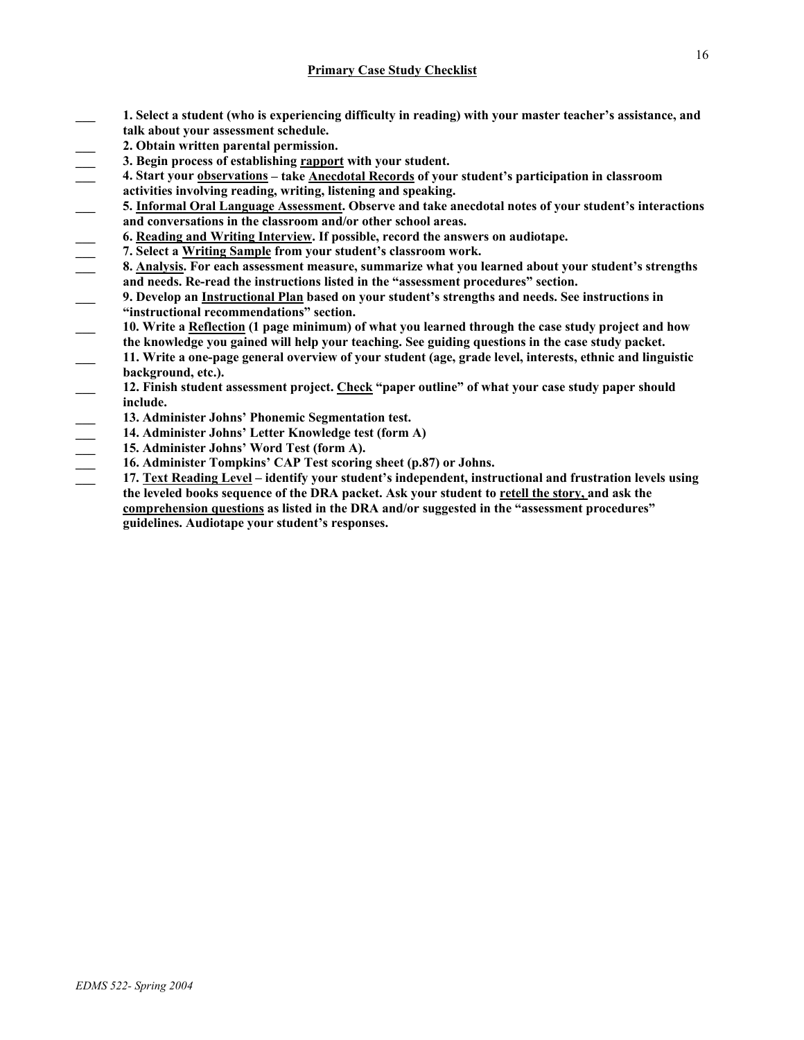## Primary Case Study Checklist

___ **1. Select a student (who is experiencing difficulty in reading) with your master teacher's assistance, and talk about your assessment schedule.**

___ **2. Obtain written parental permission.**

___ **3. Begin process of establishing <u>rapport</u> with your student.**

___ **4. Start your <u>observations</u> – take <u>Anecdotal Records</u> of your student's participation in classroom activities involving reading, writing, listening and speaking.**

___ **5. <u>Informal Oral Language Assessment</u>. Observe and take anecdotal notes of your student's interactions and conversations in the classroom and/or other school areas.**

___ **6. <u>Reading and Writing Interview</u>. If possible, record the answers on audiotape.**

___ **7. Select a <u>Writing Sample</u> from your student's classroom work.**

___ **8. <u>Analysis</u>. For each assessment measure, summarize what you learned about your student's strengths and needs. Re-read the instructions listed in the "assessment procedures" section.**

___ **9. Develop an <u>Instructional Plan</u> based on your student's strengths and needs. See instructions in "instructional recommendations" section.**

___ **10. Write a <u>Reflection</u> (1 page minimum) of what you learned through the case study project and how the knowledge you gained will help your teaching. See guiding questions in the case study packet.**

___ **11. Write a one-page general overview of your student (age, grade level, interests, ethnic and linguistic background, etc.).**

___ **12. Finish student assessment project. <u>Check</u> "paper outline" of what your case study paper should include.**

___ **13. Administer Johns' Phonemic Segmentation test.**

___ **14. Administer Johns' Letter Knowledge test (form A)**

___ **15. Administer Johns' Word Test (form A).**

___ **16. Administer Tompkins' CAP Test scoring sheet (p.87) or Johns.**

___ **17. <u>Text Reading Level</u> – identify your student's independent, instructional and frustration levels using the leveled books sequence of the DRA packet. Ask your student to <u>retell the story,</u> and ask the <u>comprehension questions</u> as listed in the DRA and/or suggested in the "assessment procedures" guidelines. Audiotape your student's responses.**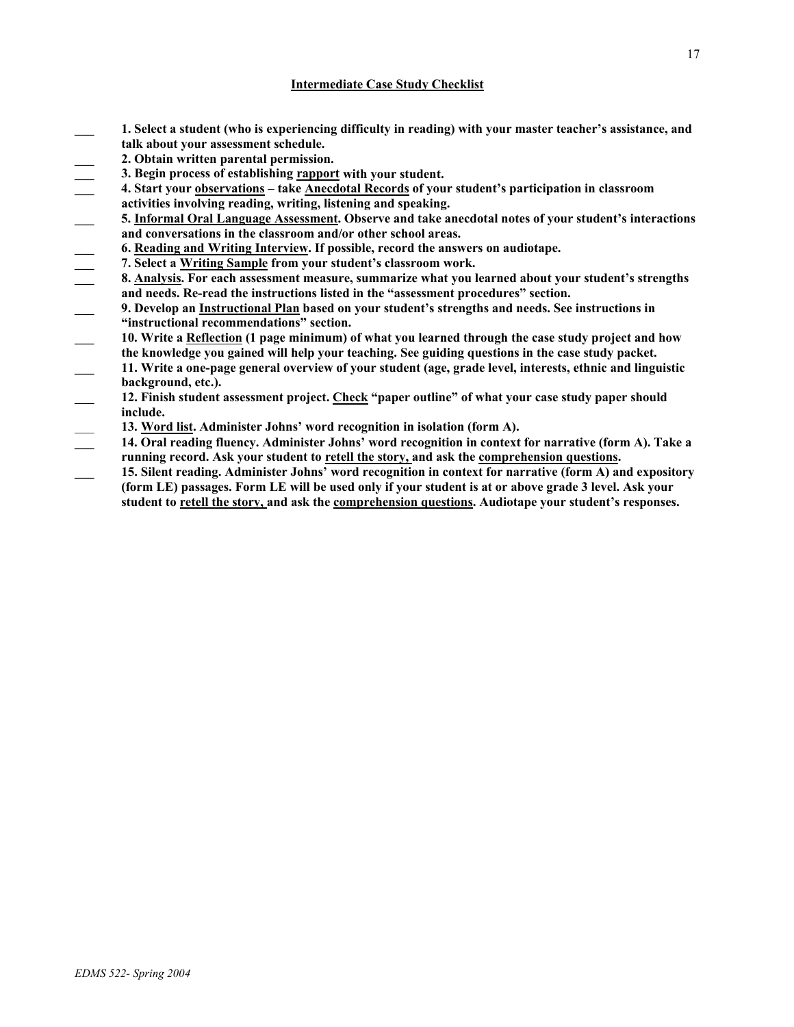**<u>Intermediate Case Study Checklist</u>**

\_\_\_ **1. Select a student (who is experiencing difficulty in reading) with your master teacher's assistance, and talk about your assessment schedule.**

\_\_\_ **2. Obtain written parental permission.**

\_\_\_ **3. Begin process of establishing <u>rapport</u> with your student.**

\_\_\_ **4. Start your <u>observations</u> – take <u>Anecdotal Records</u> of your student's participation in classroom activities involving reading, writing, listening and speaking.**

\_\_\_ **5. <u>Informal Oral Language Assessment</u>. Observe and take anecdotal notes of your student's interactions and conversations in the classroom and/or other school areas.**

\_\_\_ **6. <u>Reading and Writing Interview</u>. If possible, record the answers on audiotape.**

\_\_\_ **7. Select a <u>Writing Sample</u> from your student's classroom work.**

\_\_\_ **8. <u>Analysis</u>. For each assessment measure, summarize what you learned about your student's strengths and needs. Re-read the instructions listed in the "assessment procedures" section.**

\_\_\_ **9. Develop an <u>Instructional Plan</u> based on your student's strengths and needs. See instructions in "instructional recommendations" section.**

\_\_\_ **10. Write a <u>Reflection</u> (1 page minimum) of what you learned through the case study project and how the knowledge you gained will help your teaching. See guiding questions in the case study packet.**

\_\_\_ **11. Write a one-page general overview of your student (age, grade level, interests, ethnic and linguistic background, etc.).**

\_\_\_ **12. Finish student assessment project. <u>Check</u> "paper outline" of what your case study paper should include.**

\_\_\_ **13. <u>Word list</u>. Administer Johns' word recognition in isolation (form A).**

\_\_\_ **14. Oral reading fluency. Administer Johns' word recognition in context for narrative (form A). Take a running record. Ask your student to <u>retell the story,</u> and ask the <u>comprehension questions</u>.**

\_\_\_ **15. Silent reading. Administer Johns' word recognition in context for narrative (form A) and expository (form LE) passages. Form LE will be used only if your student is at or above grade 3 level. Ask your student to <u>retell the story,</u> and ask the <u>comprehension questions</u>. Audiotape your student's responses.**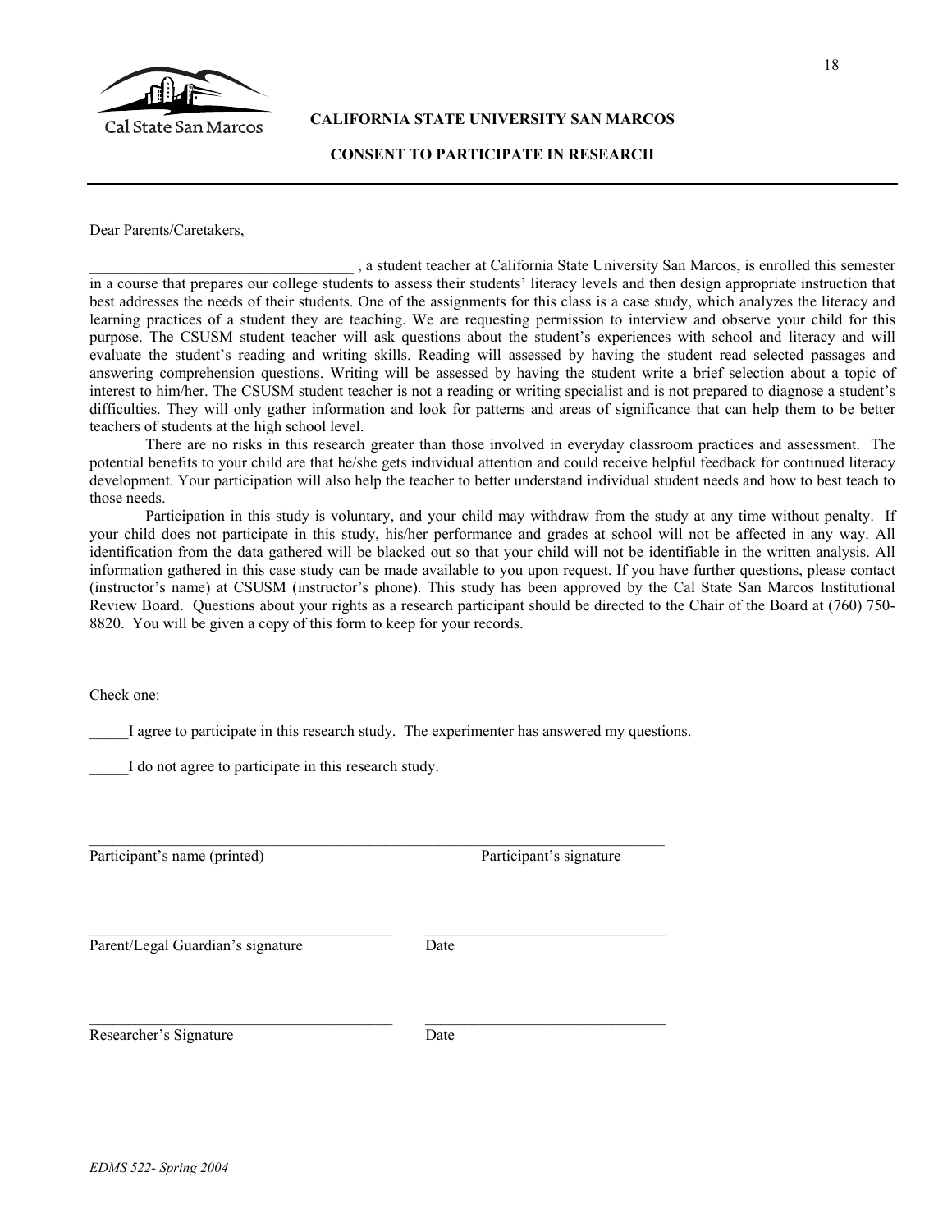**CALIFORNIA STATE UNIVERSITY SAN MARCOS**

**CONSENT TO PARTICIPATE IN RESEARCH**

---

Dear Parents/Caretakers,

___________________________________ , a student teacher at California State University San Marcos, is enrolled this semester in a course that prepares our college students to assess their students' literacy levels and then design appropriate instruction that best addresses the needs of their students. One of the assignments for this class is a case study, which analyzes the literacy and learning practices of a student they are teaching. We are requesting permission to interview and observe your child for this purpose. The CSUSM student teacher will ask questions about the student's experiences with school and literacy and will evaluate the student's reading and writing skills. Reading will assessed by having the student read selected passages and answering comprehension questions. Writing will be assessed by having the student write a brief selection about a topic of interest to him/her. The CSUSM student teacher is not a reading or writing specialist and is not prepared to diagnose a student's difficulties. They will only gather information and look for patterns and areas of significance that can help them to be better teachers of students at the high school level.

There are no risks in this research greater than those involved in everyday classroom practices and assessment. The potential benefits to your child are that he/she gets individual attention and could receive helpful feedback for continued literacy development. Your participation will also help the teacher to better understand individual student needs and how to best teach to those needs.

Participation in this study is voluntary, and your child may withdraw from the study at any time without penalty. If your child does not participate in this study, his/her performance and grades at school will not be affected in any way. All identification from the data gathered will be blacked out so that your child will not be identifiable in the written analysis. All information gathered in this case study can be made available to you upon request. If you have further questions, please contact (instructor's name) at CSUSM (instructor's phone). This study has been approved by the Cal State San Marcos Institutional Review Board. Questions about your rights as a research participant should be directed to the Chair of the Board at (760) 750-8820. You will be given a copy of this form to keep for your records.

Check one:

_____I agree to participate in this research study. The experimenter has answered my questions.

_____I do not agree to participate in this research study.

______________________________________________________________________________

Participant's name (printed) Participant's signature

________________________________________ ________________________________

Parent/Legal Guardian's signature Date

________________________________________ ________________________________

Researcher's Signature Date

*EDMS 522- Spring 2004*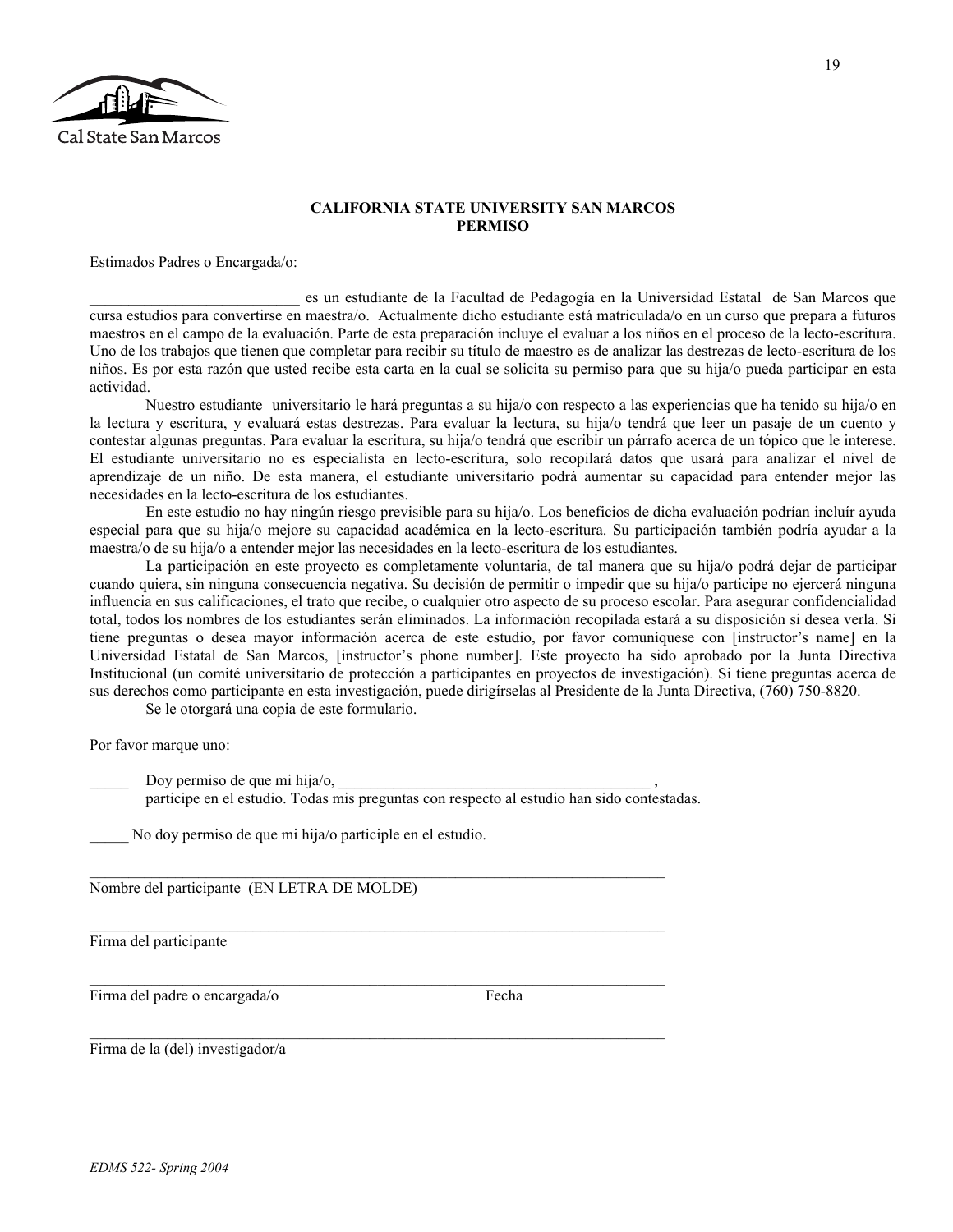**CALIFORNIA STATE UNIVERSITY SAN MARCOS**
**PERMISO**

Estimados Padres o Encargada/o:

___________________________ es un estudiante de la Facultad de Pedagogía en la Universidad Estatal de San Marcos que cursa estudios para convertirse en maestra/o. Actualmente dicho estudiante está matriculada/o en un curso que prepara a futuros maestros en el campo de la evaluación. Parte de esta preparación incluye el evaluar a los niños en el proceso de la lecto-escritura. Uno de los trabajos que tienen que completar para recibir su título de maestro es de analizar las destrezas de lecto-escritura de los niños. Es por esta razón que usted recibe esta carta en la cual se solicita su permiso para que su hija/o pueda participar en esta actividad.

Nuestro estudiante universitario le hará preguntas a su hija/o con respecto a las experiencias que ha tenido su hija/o en la lectura y escritura, y evaluará estas destrezas. Para evaluar la lectura, su hija/o tendrá que leer un pasaje de un cuento y contestar algunas preguntas. Para evaluar la escritura, su hija/o tendrá que escribir un párrafo acerca de un tópico que le interese. El estudiante universitario no es especialista en lecto-escritura, solo recopilará datos que usará para analizar el nivel de aprendizaje de un niño. De esta manera, el estudiante universitario podrá aumentar su capacidad para entender mejor las necesidades en la lecto-escritura de los estudiantes.

En este estudio no hay ningún riesgo previsible para su hija/o. Los beneficios de dicha evaluación podrían incluír ayuda especial para que su hija/o mejore su capacidad académica en la lecto-escritura. Su participación también podría ayudar a la maestra/o de su hija/o a entender mejor las necesidades en la lecto-escritura de los estudiantes.

La participación en este proyecto es completamente voluntaria, de tal manera que su hija/o podrá dejar de participar cuando quiera, sin ninguna consecuencia negativa. Su decisión de permitir o impedir que su hija/o participe no ejercerá ninguna influencia en sus calificaciones, el trato que recibe, o cualquier otro aspecto de su proceso escolar. Para asegurar confidencialidad total, todos los nombres de los estudiantes serán eliminados. La información recopilada estará a su disposición si desea verla. Si tiene preguntas o desea mayor información acerca de este estudio, por favor comuníquese con [instructor's name] en la Universidad Estatal de San Marcos, [instructor's phone number]. Este proyecto ha sido aprobado por la Junta Directiva Institucional (un comité universitario de protección a participantes en proyectos de investigación). Si tiene preguntas acerca de sus derechos como participante en esta investigación, puede dirigírselas al Presidente de la Junta Directiva, (760) 750-8820.

Se le otorgará una copia de este formulario.

Por favor marque uno:

_____ Doy permiso de que mi hija/o, ________________________________________ , participe en el estudio. Todas mis preguntas con respecto al estudio han sido contestadas.

_____ No doy permiso de que mi hija/o participle en el estudio.

_____________________________________________________________________________
Nombre del participante (EN LETRA DE MOLDE)

_____________________________________________________________________________
Firma del participante

_____________________________________________________________________________
Firma del padre o encargada/o                                                    Fecha

_____________________________________________________________________________
Firma de la (del) investigador/a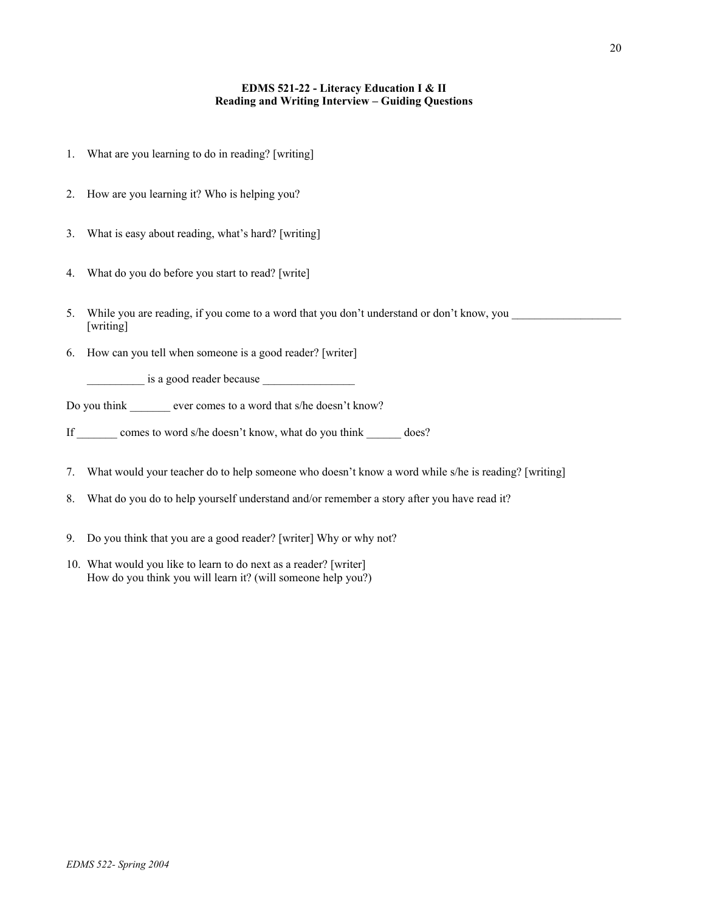**EDMS 521-22 - Literacy Education I & II**
**Reading and Writing Interview – Guiding Questions**

1. What are you learning to do in reading? [writing]

2. How are you learning it? Who is helping you?

3. What is easy about reading, what's hard? [writing]

4. What do you do before you start to read? [write]

5. While you are reading, if you come to a word that you don't understand or don't know, you ___________________ [writing]

6. How can you tell when someone is a good reader? [writer]

   __________ is a good reader because ________________

Do you think _______ ever comes to a word that s/he doesn't know?

If _______ comes to word s/he doesn't know, what do you think ______ does?

7. What would your teacher do to help someone who doesn't know a word while s/he is reading? [writing]

8. What do you do to help yourself understand and/or remember a story after you have read it?

9. Do you think that you are a good reader? [writer] Why or why not?

10. What would you like to learn to do next as a reader? [writer]
    How do you think you will learn it? (will someone help you?)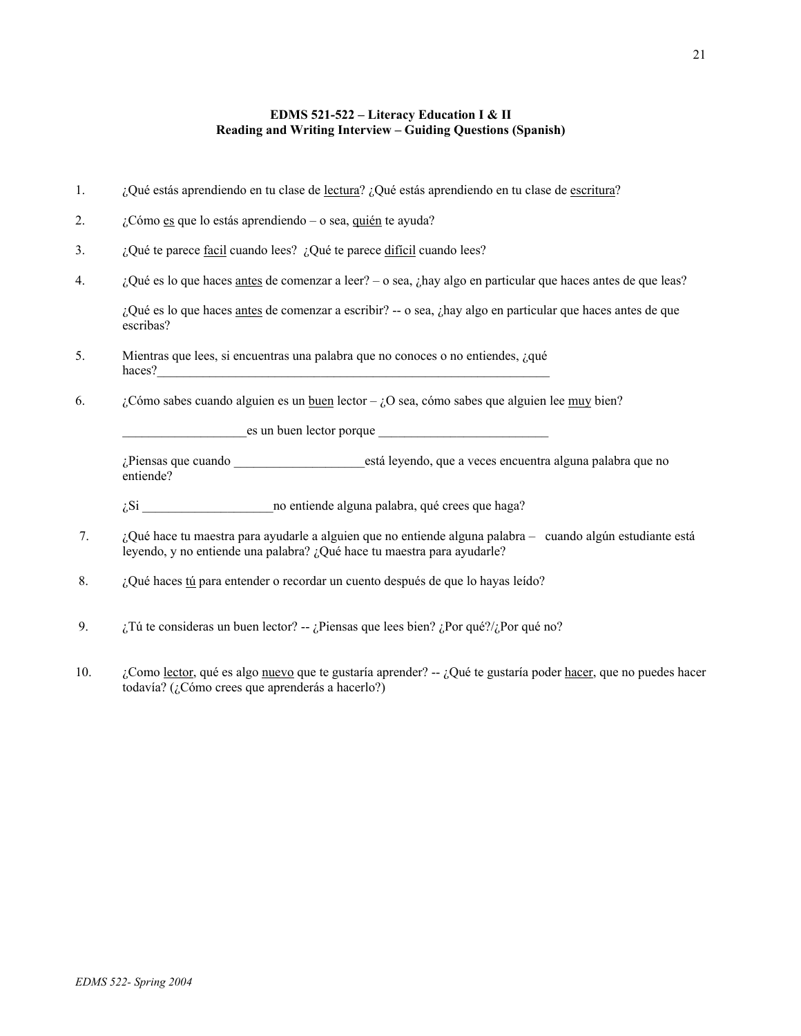**EDMS 521-522 – Literacy Education I & II**
**Reading and Writing Interview – Guiding Questions (Spanish)**

1. ¿Qué estás aprendiendo en tu clase de lectura? ¿Qué estás aprendiendo en tu clase de escritura?

2. ¿Cómo es que lo estás aprendiendo – o sea, quién te ayuda?

3. ¿Qué te parece facil cuando lees? ¿Qué te parece difícil cuando lees?

4. ¿Qué es lo que haces antes de comenzar a leer? – o sea, ¿hay algo en particular que haces antes de que leas?

   ¿Qué es lo que haces antes de comenzar a escribir? -- o sea, ¿hay algo en particular que haces antes de que escribas?

5. Mientras que lees, si encuentras una palabra que no conoces o no entiendes, ¿qué haces?_______________________________________________________________

6. ¿Cómo sabes cuando alguien es un buen lector – ¿O sea, cómo sabes que alguien lee muy bien?

   ___________________es un buen lector porque __________________________

   ¿Piensas que cuando ____________________está leyendo, que a veces encuentra alguna palabra que no entiende?

   ¿Si ____________________no entiende alguna palabra, qué crees que haga?

7. ¿Qué hace tu maestra para ayudarle a alguien que no entiende alguna palabra – cuando algún estudiante está leyendo, y no entiende una palabra? ¿Qué hace tu maestra para ayudarle?

8. ¿Qué haces tú para entender o recordar un cuento después de que lo hayas leído?

9. ¿Tú te consideras un buen lector? -- ¿Piensas que lees bien? ¿Por qué?/¿Por qué no?

10. ¿Como lector, qué es algo nuevo que te gustaría aprender? -- ¿Qué te gustaría poder hacer, que no puedes hacer todavía? (¿Cómo crees que aprenderás a hacerlo?)

*EDMS 522- Spring 2004*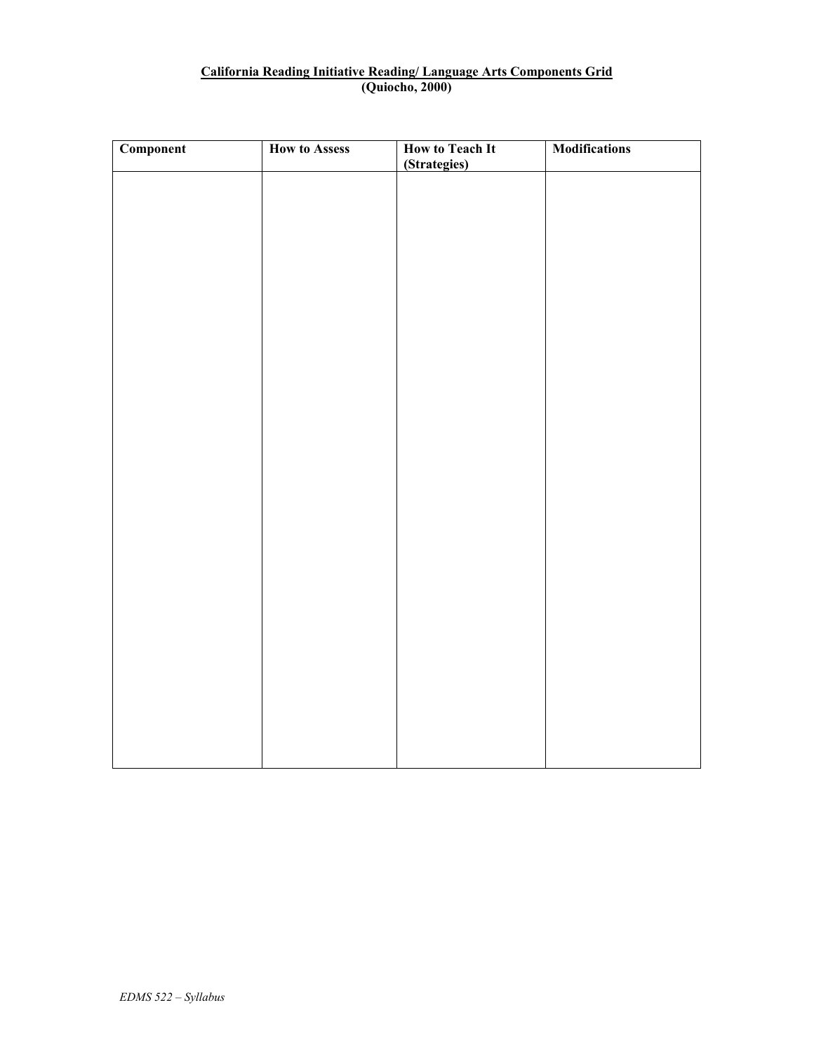**California Reading Initiative Reading/ Language Arts Components Grid**
**(Quiocho, 2000)**

| Component | How to Assess | How to Teach It (Strategies) | Modifications |
|---|---|---|---|
| | | | |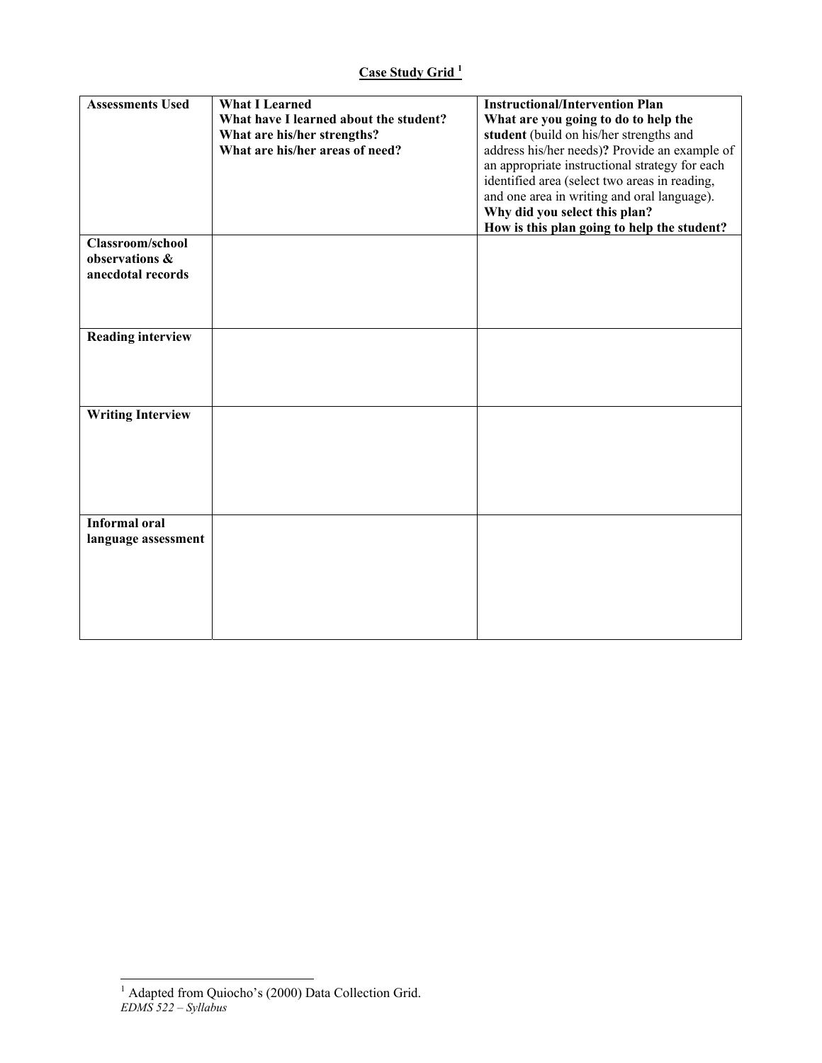## Case Study Grid [1]

| **Assessments Used** | **What I Learned**<br>**What have I learned about the student?**<br>**What are his/her strengths?**<br>**What are his/her areas of need?** | **Instructional/Intervention Plan**<br>**What are you going to do to help the student** (build on his/her strengths and address his/her needs)**?** Provide an example of an appropriate instructional strategy for each identified area (select two areas in reading, and one area in writing and oral language).<br>**Why did you select this plan?**<br>**How is this plan going to help the student?** |
|---|---|---|
| **Classroom/school observations & anecdotal records** | | |
| **Reading interview** | | |
| **Writing Interview** | | |
| **Informal oral language assessment** | | |

[1] Adapted from Quiocho's (2000) Data Collection Grid.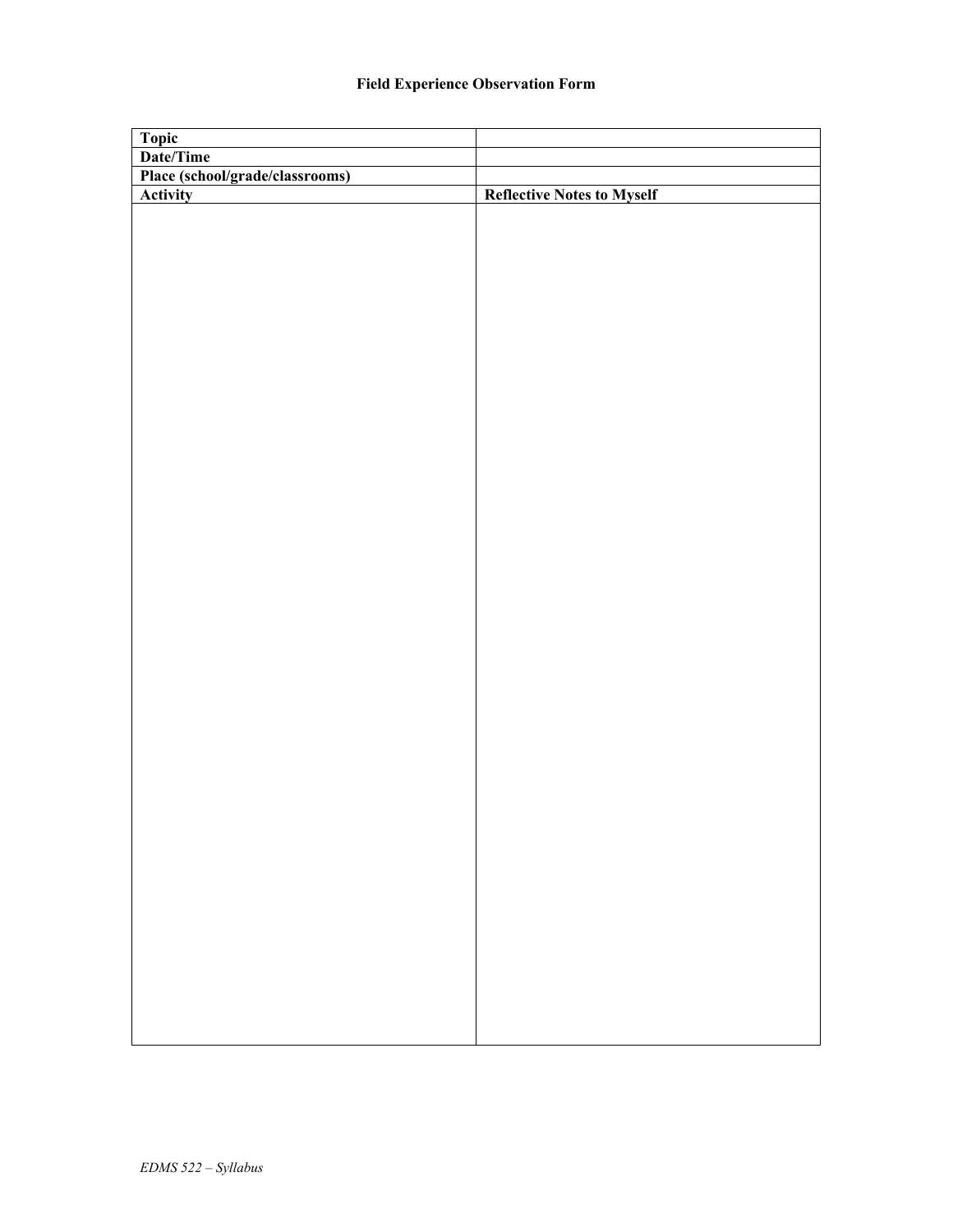**Field Experience Observation Form**

| | |
|---|---|
| **Topic** | |
| **Date/Time** | |
| **Place (school/grade/classrooms)** | |
| **Activity** | **Reflective Notes to Myself** |
| | |